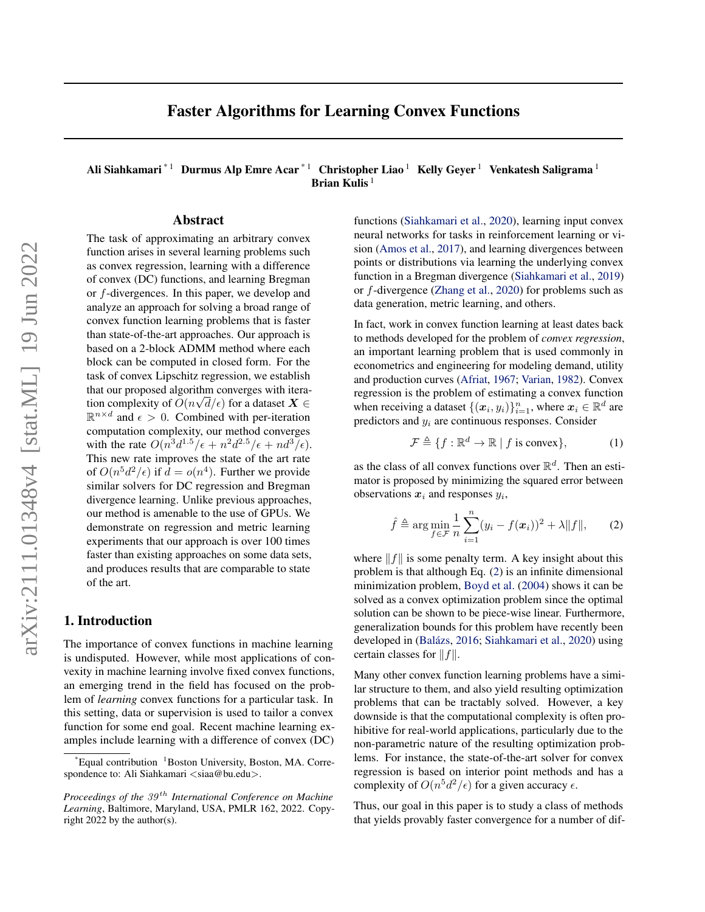# Faster Algorithms for Learning Convex Functions

**Ali Siahkamari** [*1] **Durmus Alp Emre Acar** [*1] **Christopher Liao** [1] **Kelly Geyer** [1] **Venkatesh Saligrama** [1] **Brian Kulis** [1]

## Abstract

The task of approximating an arbitrary convex function arises in several learning problems such as convex regression, learning with a difference of convex (DC) functions, and learning Bregman or $f$-divergences. In this paper, we develop and analyze an approach for solving a broad range of convex function learning problems that is faster than state-of-the-art approaches. Our approach is based on a 2-block ADMM method where each block can be computed in closed form. For the task of convex Lipschitz regression, we establish that our proposed algorithm converges with iteration complexity of $O(n\sqrt{d}/\epsilon)$ for a dataset $\boldsymbol{X} \in \mathbb{R}^{n \times d}$ and $\epsilon > 0$. Combined with per-iteration computation complexity, our method converges with the rate $O(n^3 d^{1.5}/\epsilon + n^2 d^{2.5}/\epsilon + nd^3/\epsilon)$. This new rate improves the state of the art rate of $O(n^5 d^2/\epsilon)$ if $d = o(n^4)$. Further we provide similar solvers for DC regression and Bregman divergence learning. Unlike previous approaches, our method is amenable to the use of GPUs. We demonstrate on regression and metric learning experiments that our approach is over 100 times faster than existing approaches on some data sets, and produces results that are comparable to state of the art.

## 1. Introduction

The importance of convex functions in machine learning is undisputed. However, while most applications of convexity in machine learning involve fixed convex functions, an emerging trend in the field has focused on the problem of *learning* convex functions for a particular task. In this setting, data or supervision is used to tailor a convex function for some end goal. Recent machine learning examples include learning with a difference of convex (DC) functions (Siahkamari et al., 2020), learning input convex neural networks for tasks in reinforcement learning or vision (Amos et al., 2017), and learning divergences between points or distributions via learning the underlying convex function in a Bregman divergence (Siahkamari et al., 2019) or $f$-divergence (Zhang et al., 2020) for problems such as data generation, metric learning, and others.

In fact, work in convex function learning at least dates back to methods developed for the problem of *convex regression*, an important learning problem that is used commonly in econometrics and engineering for modeling demand, utility and production curves (Afriat, 1967; Varian, 1982). Convex regression is the problem of estimating a convex function when receiving a dataset $\{(\boldsymbol{x}_i, y_i)\}_{i=1}^n$, where $\boldsymbol{x}_i \in \mathbb{R}^d$ are predictors and $y_i$ are continuous responses. Consider

$$\mathcal{F} \triangleq \{f : \mathbb{R}^d \to \mathbb{R} \mid f \text{ is convex}\}, \tag{1}$$

as the class of all convex functions over $\mathbb{R}^d$. Then an estimator is proposed by minimizing the squared error between observations $\boldsymbol{x}_i$ and responses $y_i$,

$$\hat{f} \triangleq \arg\min_{f \in \mathcal{F}} \frac{1}{n} \sum_{i=1}^{n} (y_i - f(\boldsymbol{x}_i))^2 + \lambda \|f\|, \tag{2}$$

where $\|f\|$ is some penalty term. A key insight about this problem is that although Eq. (2) is an infinite dimensional minimization problem, Boyd et al. (2004) shows it can be solved as a convex optimization problem since the optimal solution can be shown to be piece-wise linear. Furthermore, generalization bounds for this problem have recently been developed in (Balázs, 2016; Siahkamari et al., 2020) using certain classes for $\|f\|$.

Many other convex function learning problems have a similar structure to them, and also yield resulting optimization problems that can be tractably solved. However, a key downside is that the computational complexity is often prohibitive for real-world applications, particularly due to the non-parametric nature of the resulting optimization problems. For instance, the state-of-the-art solver for convex regression is based on interior point methods and has a complexity of $O(n^5 d^2/\epsilon)$ for a given accuracy $\epsilon$.

Thus, our goal in this paper is to study a class of methods that yields provably faster convergence for a number of dif-

[*]Equal contribution [1]Boston University, Boston, MA. Correspondence to: Ali Siahkamari <siaa@bu.edu>.

*Proceedings of the 39th International Conference on Machine Learning*, Baltimore, Maryland, USA, PMLR 162, 2022. Copyright 2022 by the author(s).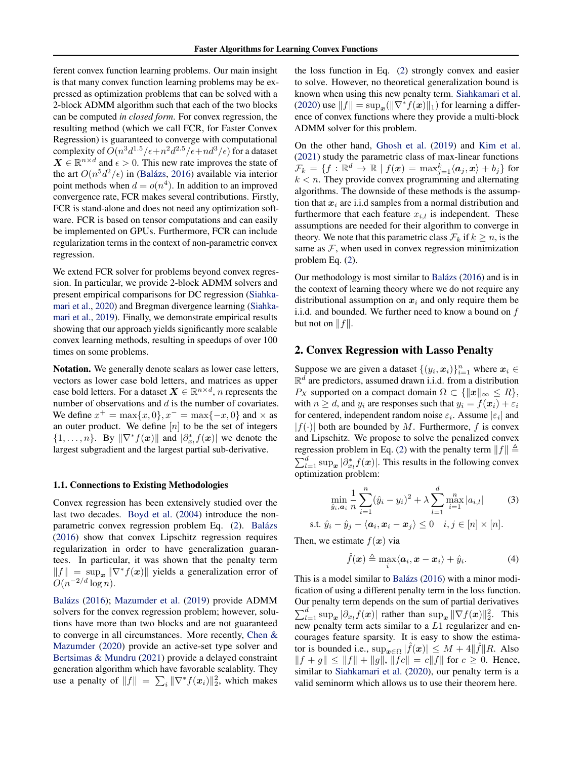ferent convex function learning problems. Our main insight is that many convex function learning problems may be expressed as optimization problems that can be solved with a 2-block ADMM algorithm such that each of the two blocks can be computed *in closed form*. For convex regression, the resulting method (which we call FCR, for Faster Convex Regression) is guaranteed to converge with computational complexity of $O(n^3d^{1.5}/\epsilon + n^2d^{2.5}/\epsilon + nd^3/\epsilon)$ for a dataset $\boldsymbol{X} \in \mathbb{R}^{n\times d}$ and $\epsilon > 0$. This new rate improves the state of the art $O(n^5d^2/\epsilon)$ in (Balázs, 2016) available via interior point methods when $d = o(n^4)$. In addition to an improved convergence rate, FCR makes several contributions. Firstly, FCR is stand-alone and does not need any optimization software. FCR is based on tensor computations and can easily be implemented on GPUs. Furthermore, FCR can include regularization terms in the context of non-parametric convex regression.

We extend FCR solver for problems beyond convex regression. In particular, we provide 2-block ADMM solvers and present empirical comparisons for DC regression (Siahkamari et al., 2020) and Bregman divergence learning (Siahkamari et al., 2019). Finally, we demonstrate empirical results showing that our approach yields significantly more scalable convex learning methods, resulting in speedups of over 100 times on some problems.

**Notation.** We generally denote scalars as lower case letters, vectors as lower case bold letters, and matrices as upper case bold letters. For a dataset $\boldsymbol{X} \in \mathbb{R}^{n\times d}$, $n$ represents the number of observations and $d$ is the number of covariates. We define $x^+ = \max\{x, 0\}, x^- = \max\{-x, 0\}$ and $\times$ as an outer product. We define $[n]$ to be the set of integers $\{1, \ldots, n\}$. By $\|\nabla^* f(\boldsymbol{x})\|$ and $|\partial^*_{x_l} f(\boldsymbol{x})|$ we denote the largest subgradient and the largest partial sub-derivative.

### 1.1. Connections to Existing Methodologies

Convex regression has been extensively studied over the last two decades. Boyd et al. (2004) introduce the non-parametric convex regression problem Eq. (2). Balázs (2016) show that convex Lipschitz regression requires regularization in order to have generalization guarantees. In particular, it was shown that the penalty term $\|f\| = \sup_{\boldsymbol{x}} \|\nabla^* f(\boldsymbol{x})\|$ yields a generalization error of $O(n^{-2/d}\log n)$.

Balázs (2016); Mazumder et al. (2019) provide ADMM solvers for the convex regression problem; however, solutions have more than two blocks and are not guaranteed to converge in all circumstances. More recently, Chen & Mazumder (2020) provide an active-set type solver and Bertsimas & Mundru (2021) provide a delayed constraint generation algorithm which have favorable scalablity. They use a penalty of $\|f\| = \sum_i \|\nabla^* f(\boldsymbol{x}_i)\|_2^2$, which makes the loss function in Eq. (2) strongly convex and easier to solve. However, no theoretical generalization bound is known when using this new penalty term. Siahkamari et al. (2020) use $\|f\| = \sup_{\boldsymbol{x}}(\|\nabla^* f(\boldsymbol{x})\|_1)$ for learning a difference of convex functions where they provide a multi-block ADMM solver for this problem.

On the other hand, Ghosh et al. (2019) and Kim et al. (2021) study the parametric class of max-linear functions $\mathcal{F}_k = \{f : \mathbb{R}^d \to \mathbb{R} \mid f(\boldsymbol{x}) = \max_{j=1}^k \langle \boldsymbol{a}_j, \boldsymbol{x}\rangle + b_j\}$ for $k < n$. They provide convex programming and alternating algorithms. The downside of these methods is the assumption that $\boldsymbol{x}_i$ are i.i.d samples from a normal distribution and furthermore that each feature $x_{i,l}$ is independent. These assumptions are needed for their algorithm to converge in theory. We note that this parametric class $\mathcal{F}_k$ if $k \geq n$, is the same as $\mathcal{F}$, when used in convex regression minimization problem Eq. (2).

Our methodology is most similar to Balázs (2016) and is in the context of learning theory where we do not require any distributional assumption on $\boldsymbol{x}_i$ and only require them be i.i.d. and bounded. We further need to know a bound on $f$ but not on $\|f\|$.

## 2. Convex Regression with Lasso Penalty

Suppose we are given a dataset $\{(y_i, \boldsymbol{x}_i)\}_{i=1}^n$ where $\boldsymbol{x}_i \in \mathbb{R}^d$ are predictors, assumed drawn i.i.d. from a distribution $P_X$ supported on a compact domain $\Omega \subset \{\|\boldsymbol{x}\|_\infty \leq R\}$, with $n \geq d$, and $y_i$ are responses such that $y_i = f(\boldsymbol{x}_i) + \varepsilon_i$ for centered, independent random noise $\varepsilon_i$. Assume $|\varepsilon_i|$ and $|f(\cdot)|$ both are bounded by $M$. Furthermore, $f$ is convex and Lipschitz. We propose to solve the penalized convex regression problem in Eq. (2) with the penalty term $\|f\| \triangleq \sum_{l=1}^d \sup_{\boldsymbol{x}} |\partial^*_{x_l} f(\boldsymbol{x})|$. This results in the following convex optimization problem:

$$\min_{\hat{y}_i, \boldsymbol{a}_i} \frac{1}{n}\sum_{i=1}^n (\hat{y}_i - y_i)^2 + \lambda \sum_{l=1}^d \max_{i=1}^n |a_{i,l}| \tag{3}$$
$$\text{s.t. } \hat{y}_i - \hat{y}_j - \langle \boldsymbol{a}_i, \boldsymbol{x}_i - \boldsymbol{x}_j\rangle \leq 0 \quad i,j \in [n]\times[n].$$

Then, we estimate $f(\boldsymbol{x})$ via

$$\hat{f}(\boldsymbol{x}) \triangleq \max_i \langle \boldsymbol{a}_i, \boldsymbol{x} - \boldsymbol{x}_i\rangle + \hat{y}_i. \tag{4}$$

This is a model similar to Balázs (2016) with a minor modification of using a different penalty term in the loss function. Our penalty term depends on the sum of partial derivatives $\sum_{l=1}^d \sup_{\boldsymbol{x}} |\partial_{x_l} f(\boldsymbol{x})|$ rather than $\sup_{\boldsymbol{x}} \|\nabla f(\boldsymbol{x})\|_2^2$. This new penalty term acts similar to a $L1$ regularizer and encourages feature sparsity. It is easy to show the estimator is bounded i.e., $\sup_{\boldsymbol{x}\in\Omega} |\hat{f}(\boldsymbol{x})| \leq M + 4\|\hat{f}\|R$. Also $\|f + g\| \leq \|f\| + \|g\|$, $\|fc\| = c\|f\|$ for $c \geq 0$. Hence, similar to Siahkamari et al. (2020), our penalty term is a valid seminorm which allows us to use their theorem here.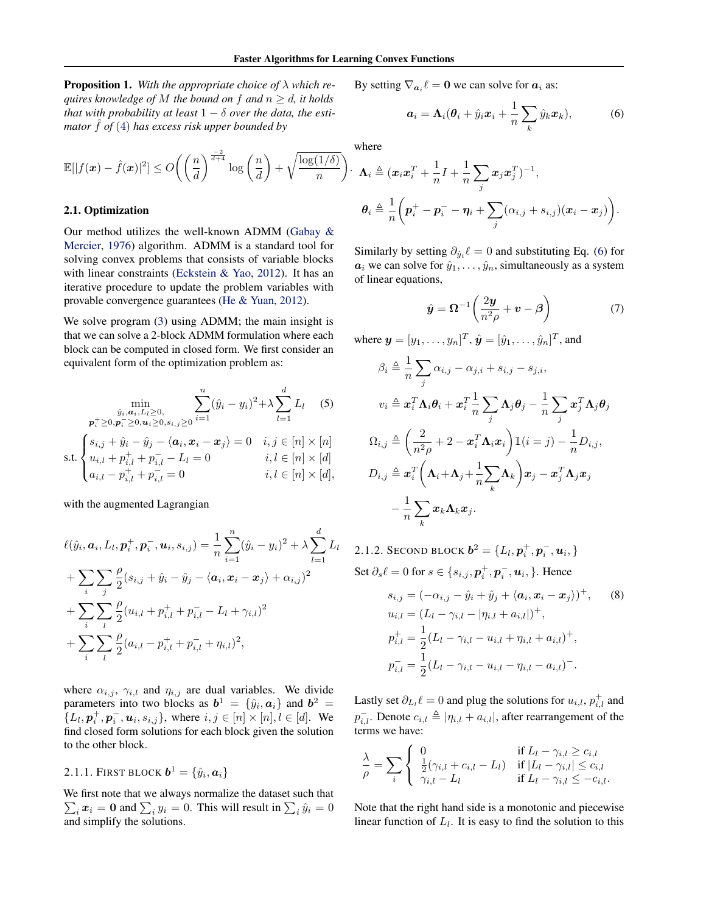**Proposition 1.** *With the appropriate choice of $\lambda$ which requires knowledge of $M$ the bound on $f$ and $n \geq d$, it holds that with probability at least $1-\delta$ over the data, the estimator $\hat{f}$ of (4) has excess risk upper bounded by*

$$\mathbb{E}[|f(\boldsymbol{x}) - \hat{f}(\boldsymbol{x})|^2] \leq O\bigg(\left(\frac{n}{d}\right)^{\frac{-2}{d+4}} \log\left(\frac{n}{d}\right) + \sqrt{\frac{\log(1/\delta)}{n}}\bigg).$$

### 2.1. Optimization

Our method utilizes the well-known ADMM (Gabay & Mercier, 1976) algorithm. ADMM is a standard tool for solving convex problems that consists of variable blocks with linear constraints (Eckstein & Yao, 2012). It has an iterative procedure to update the problem variables with provable convergence guarantees (He & Yuan, 2012).

We solve program (3) using ADMM; the main insight is that we can solve a 2-block ADMM formulation where each block can be computed in closed form. We first consider an equivalent form of the optimization problem as:

$$\min_{\substack{\hat{y}_i, \boldsymbol{a}_i, L_l \geq 0, \\ \boldsymbol{p}_i^+ \geq 0, \boldsymbol{p}_i^- \geq 0, \boldsymbol{u}_i \geq 0, s_{i,j} \geq 0}} \sum_{i=1}^{n} (\hat{y}_i - y_i)^2 + \lambda \sum_{l=1}^{d} L_l \tag{5}$$

$$\text{s.t.} \begin{cases} s_{i,j} + \hat{y}_i - \hat{y}_j - \langle \boldsymbol{a}_i, \boldsymbol{x}_i - \boldsymbol{x}_j \rangle = 0 & i,j \in [n] \times [n] \\ u_{i,l} + p_{i,l}^+ + p_{i,l}^- - L_l = 0 & i,l \in [n] \times [d] \\ a_{i,l} - p_{i,l}^+ + p_{i,l}^- = 0 & i,l \in [n] \times [d], \end{cases}$$

with the augmented Lagrangian

$$\begin{aligned}
\ell(\hat{y}_i, \boldsymbol{a}_i, L_l, \boldsymbol{p}_i^+, \boldsymbol{p}_i^-, \boldsymbol{u}_i, s_{i,j}) &= \frac{1}{n} \sum_{i=1}^{n} (\hat{y}_i - y_i)^2 + \lambda \sum_{l=1}^{d} L_l \\
&+ \sum_i \sum_j \frac{\rho}{2} (s_{i,j} + \hat{y}_i - \hat{y}_j - \langle \boldsymbol{a}_i, \boldsymbol{x}_i - \boldsymbol{x}_j \rangle + \alpha_{i,j})^2 \\
&+ \sum_i \sum_l \frac{\rho}{2} (u_{i,l} + p_{i,l}^+ + p_{i,l}^- - L_l + \gamma_{i,l})^2 \\
&+ \sum_i \sum_l \frac{\rho}{2} (a_{i,l} - p_{i,l}^+ + p_{i,l}^- + \eta_{i,l})^2,
\end{aligned}$$

where $\alpha_{i,j}$, $\gamma_{i,l}$ and $\eta_{i,j}$ are dual variables. We divide parameters into two blocks as $\boldsymbol{b}^1 = \{\hat{y}_i, \boldsymbol{a}_i\}$ and $\boldsymbol{b}^2 = \{L_l, \boldsymbol{p}_i^+, \boldsymbol{p}_i^-, \boldsymbol{u}_i, s_{i,j}\}$, where $i,j \in [n] \times [n], l \in [d]$. We find closed form solutions for each block given the solution to the other block.

#### 2.1.1. First block $\boldsymbol{b}^1 = \{\hat{y}_i, \boldsymbol{a}_i\}$

We first note that we always normalize the dataset such that $\sum_i \boldsymbol{x}_i = \boldsymbol{0}$ and $\sum_i y_i = 0$. This will result in $\sum_i \hat{y}_i = 0$ and simplify the solutions.

By setting $\nabla_{\boldsymbol{a}_i} \ell = \boldsymbol{0}$ we can solve for $\boldsymbol{a}_i$ as:

$$\boldsymbol{a}_i = \boldsymbol{\Lambda}_i (\boldsymbol{\theta}_i + \hat{y}_i \boldsymbol{x}_i + \frac{1}{n} \sum_k \hat{y}_k \boldsymbol{x}_k), \tag{6}$$

where

$$\boldsymbol{\Lambda}_i \triangleq (\boldsymbol{x}_i \boldsymbol{x}_i^T + \frac{1}{n} I + \frac{1}{n} \sum_j \boldsymbol{x}_j \boldsymbol{x}_j^T)^{-1},$$

$$\boldsymbol{\theta}_i \triangleq \frac{1}{n} \bigg( \boldsymbol{p}_i^+ - \boldsymbol{p}_i^- - \boldsymbol{\eta}_i + \sum_j (\alpha_{i,j} + s_{i,j})(\boldsymbol{x}_i - \boldsymbol{x}_j) \bigg).$$

Similarly by setting $\partial_{\hat{y}_i} \ell = 0$ and substituting Eq. (6) for $\boldsymbol{a}_i$ we can solve for $\hat{y}_1, \ldots, \hat{y}_n$, simultaneously as a system of linear equations,

$$\hat{\boldsymbol{y}} = \boldsymbol{\Omega}^{-1} \bigg( \frac{2\boldsymbol{y}}{n^2 \rho} + \boldsymbol{v} - \boldsymbol{\beta} \bigg) \tag{7}$$

where $\boldsymbol{y} = [y_1, \ldots, y_n]^T$, $\hat{\boldsymbol{y}} = [\hat{y}_1, \ldots, \hat{y}_n]^T$, and

$$\beta_i \triangleq \frac{1}{n} \sum_j \alpha_{i,j} - \alpha_{j,i} + s_{i,j} - s_{j,i},$$

$$v_i \triangleq \boldsymbol{x}_i^T \boldsymbol{\Lambda}_i \boldsymbol{\theta}_i + \boldsymbol{x}_i^T \frac{1}{n} \sum_j \boldsymbol{\Lambda}_j \boldsymbol{\theta}_j - \frac{1}{n} \sum_j \boldsymbol{x}_j^T \boldsymbol{\Lambda}_j \boldsymbol{\theta}_j$$

$$\Omega_{i,j} \triangleq \bigg( \frac{2}{n^2 \rho} + 2 - \boldsymbol{x}_i^T \boldsymbol{\Lambda}_i \boldsymbol{x}_i \bigg) \mathbb{1}(i=j) - \frac{1}{n} D_{i,j},$$

$$D_{i,j} \triangleq \boldsymbol{x}_i^T \bigg( \boldsymbol{\Lambda}_i + \boldsymbol{\Lambda}_j + \frac{1}{n} \sum_k \boldsymbol{\Lambda}_k \bigg) \boldsymbol{x}_j - \boldsymbol{x}_j^T \boldsymbol{\Lambda}_j \boldsymbol{x}_j - \frac{1}{n} \sum_k \boldsymbol{x}_k \boldsymbol{\Lambda}_k \boldsymbol{x}_j.$$

#### 2.1.2. Second block $\boldsymbol{b}^2 = \{L_l, \boldsymbol{p}_i^+, \boldsymbol{p}_i^-, \boldsymbol{u}_i,\}$

Set $\partial_s \ell = 0$ for $s \in \{s_{i,j}, \boldsymbol{p}_{i,l}^+, \boldsymbol{p}_{i,l}^-, \boldsymbol{u}_i,\}$. Hence

$$\begin{aligned}
s_{i,j} &= (-\alpha_{i,j} - \hat{y}_i + \hat{y}_j + \langle \boldsymbol{a}_i, \boldsymbol{x}_i - \boldsymbol{x}_j \rangle)^+, \qquad (8) \\
u_{i,l} &= (L_l - \gamma_{i,l} - |\eta_{i,l} + a_{i,l}|)^+, \\
p_{i,l}^+ &= \frac{1}{2} (L_l - \gamma_{i,l} - u_{i,l} + \eta_{i,l} + a_{i,l})^+, \\
p_{i,l}^- &= \frac{1}{2} (L_l - \gamma_{i,l} - u_{i,l} - \eta_{i,l} - a_{i,l})^-.
\end{aligned}$$

Lastly set $\partial_{L_l} \ell = 0$ and plug the solutions for $u_{i,l}$, $p_{i,l}^+$ and $p_{i,l}^-$. Denote $c_{i,l} \triangleq |\eta_{i,l} + a_{i,l}|$, after rearrangement of the terms we have:

$$\frac{\lambda}{\rho} = \sum_i \begin{cases} 0 & \text{if } L_l - \gamma_{i,l} \geq c_{i,l} \\ \frac{1}{2}(\gamma_{i,l} + c_{i,l} - L_l) & \text{if } |L_l - \gamma_{i,l}| \leq c_{i,l} \\ \gamma_{i,l} - L_l & \text{if } L_l - \gamma_{i,l} \leq -c_{i,l}. \end{cases}$$

Note that the right hand side is a monotonic and piecewise linear function of $L_l$. It is easy to find the solution to this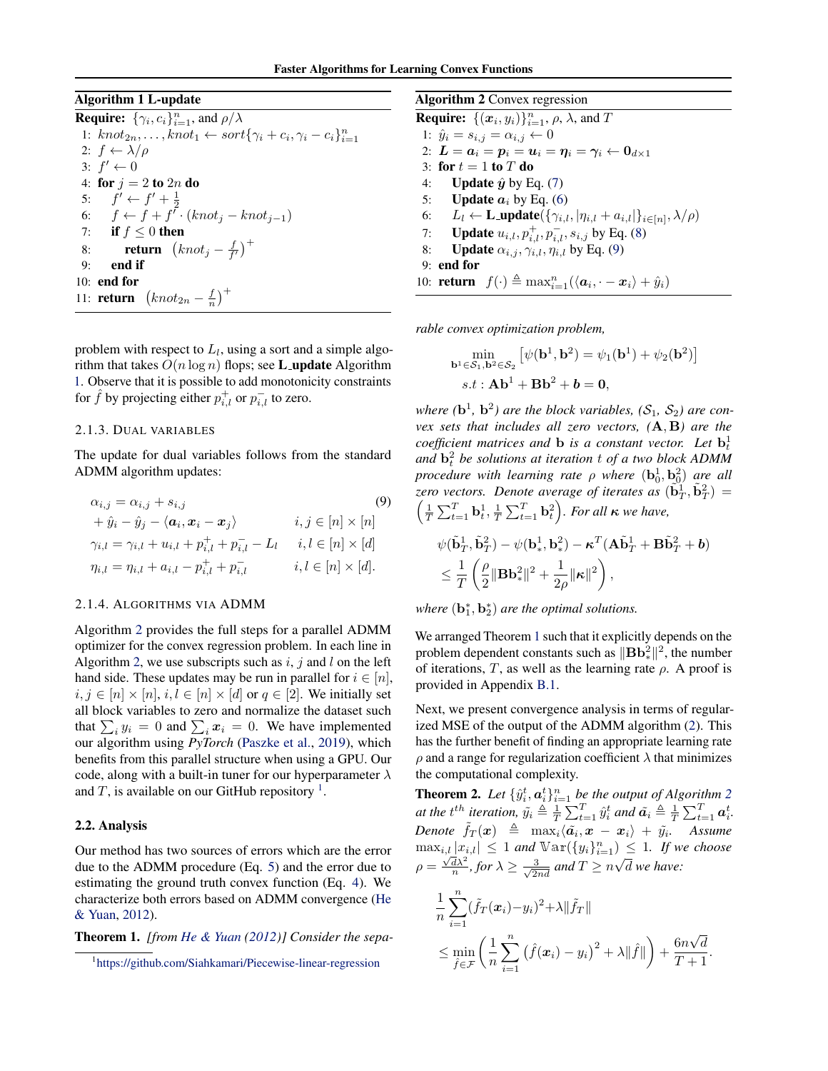**Algorithm 1 L-update**

**Require:** $\{\gamma_i, c_i\}_{i=1}^n$, and $\rho/\lambda$

1: $knot_{2n}, \ldots, knot_1 \leftarrow sort\{\gamma_i + c_i, \gamma_i - c_i\}_{i=1}^n$
2: $f \leftarrow \lambda/\rho$
3: $f' \leftarrow 0$
4: **for** $j = 2$ **to** $2n$ **do**
5: $\quad f' \leftarrow f' + \frac{1}{2}$
6: $\quad f \leftarrow f + f' \cdot (knot_j - knot_{j-1})$
7: $\quad$ **if** $f \leq 0$ **then**
8: $\quad\quad$ **return** $\left(knot_j - \frac{f}{f'}\right)^+$
9: $\quad$ **end if**
10: **end for**
11: **return** $\left(knot_{2n} - \frac{f}{n}\right)^+$

problem with respect to $L_l$, using a sort and a simple algorithm that takes $O(n \log n)$ flops; see **L_update** Algorithm 1. Observe that it is possible to add monotonicity constraints for $\hat{f}$ by projecting either $p_{i,l}^+$ or $p_{i,l}^-$ to zero.

#### 2.1.3. Dual variables

The update for dual variables follows from the standard ADMM algorithm updates:

$$
\begin{aligned}
\alpha_{i,j} &= \alpha_{i,j} + s_{i,j} && (9)\\
&+ \hat{y}_i - \hat{y}_j - \langle \boldsymbol{a}_i, \boldsymbol{x}_i - \boldsymbol{x}_j \rangle && i,j \in [n] \times [n]\\
\gamma_{i,l} &= \gamma_{i,l} + u_{i,l} + p_{i,l}^+ + p_{i,l}^- - L_l && i,l \in [n] \times [d]\\
\eta_{i,l} &= \eta_{i,l} + a_{i,l} - p_{i,l}^+ + p_{i,l}^- && i,l \in [n] \times [d].
\end{aligned}
$$

#### 2.1.4. Algorithms via ADMM

Algorithm 2 provides the full steps for a parallel ADMM optimizer for the convex regression problem. In each line in Algorithm 2, we use subscripts such as $i$, $j$ and $l$ on the left hand side. These updates may be run in parallel for $i \in [n]$, $i,j \in [n] \times [n]$, $i,l \in [n] \times [d]$ or $q \in [2]$. We initially set all block variables to zero and normalize the dataset such that $\sum_i y_i = 0$ and $\sum_i \boldsymbol{x}_i = 0$. We have implemented our algorithm using *PyTorch* (Paszke et al., 2019), which benefits from this parallel structure when using a GPU. Our code, along with a built-in tuner for our hyperparameter $\lambda$ and $T$, is available on our GitHub repository [1].

### 2.2. Analysis

Our method has two sources of errors which are the error due to the ADMM procedure (Eq. 5) and the error due to estimating the ground truth convex function (Eq. 4). We characterize both errors based on ADMM convergence (He & Yuan, 2012).

**Theorem 1.** *[from He & Yuan (2012)] Consider the separable convex optimization problem,*

$$
\begin{aligned}
&\min_{\mathbf{b}^1 \in \mathcal{S}_1, \mathbf{b}^2 \in \mathcal{S}_2} \left[\psi(\mathbf{b}^1, \mathbf{b}^2) = \psi_1(\mathbf{b}^1) + \psi_2(\mathbf{b}^2)\right]\\
&\quad s.t: \mathbf{A}\mathbf{b}^1 + \mathbf{B}\mathbf{b}^2 + \boldsymbol{b} = \mathbf{0},
\end{aligned}
$$

*where $(\mathbf{b}^1, \mathbf{b}^2)$ are the block variables, $(\mathcal{S}_1, \mathcal{S}_2)$ are convex sets that includes all zero vectors, $(\mathbf{A}, \mathbf{B})$ are the coefficient matrices and $\mathbf{b}$ is a constant vector. Let $\mathbf{b}_t^1$ and $\mathbf{b}_t^2$ be solutions at iteration $t$ of a two block ADMM procedure with learning rate $\rho$ where $(\mathbf{b}_0^1, \mathbf{b}_0^2)$ are all zero vectors. Denote average of iterates as $(\tilde{\mathbf{b}}_T^1, \tilde{\mathbf{b}}_T^2) = \left(\frac{1}{T}\sum_{t=1}^T \mathbf{b}_t^1, \frac{1}{T}\sum_{t=1}^T \mathbf{b}_t^2\right)$. For all $\boldsymbol{\kappa}$ we have,*

$$
\begin{aligned}
&\psi(\tilde{\mathbf{b}}_T^1, \tilde{\mathbf{b}}_T^2) - \psi(\mathbf{b}_*^1, \mathbf{b}_*^2) - \boldsymbol{\kappa}^T(\mathbf{A}\tilde{\mathbf{b}}_T^1 + \mathbf{B}\tilde{\mathbf{b}}_T^2 + \boldsymbol{b})\\
&\leq \frac{1}{T}\left(\frac{\rho}{2}\|\mathbf{B}\mathbf{b}_*^2\|^2 + \frac{1}{2\rho}\|\boldsymbol{\kappa}\|^2\right),
\end{aligned}
$$

*where $(\mathbf{b}_1^*, \mathbf{b}_2^*)$ are the optimal solutions.*

We arranged Theorem 1 such that it explicitly depends on the problem dependent constants such as $\|\mathbf{B}\mathbf{b}_*^2\|^2$, the number of iterations, $T$, as well as the learning rate $\rho$. A proof is provided in Appendix B.1.

**Algorithm 2** Convex regression

**Require:** $\{(\boldsymbol{x}_i, y_i)\}_{i=1}^n$, $\rho$, $\lambda$, and $T$

1: $\hat{y}_i = s_{i,j} = \alpha_{i,j} \leftarrow 0$
2: $\boldsymbol{L} = \boldsymbol{a}_i = \boldsymbol{p}_i = \boldsymbol{u}_i = \boldsymbol{\eta}_i = \boldsymbol{\gamma}_i \leftarrow \mathbf{0}_{d\times 1}$
3: **for** $t = 1$ **to** $T$ **do**
4: $\quad$ **Update** $\hat{\boldsymbol{y}}$ by Eq. (7)
5: $\quad$ **Update** $\boldsymbol{a}_i$ by Eq. (6)
6: $\quad L_l \leftarrow$ **L_update**$(\{\gamma_{i,l}, |\eta_{i,l} + a_{i,l}|\}_{i\in[n]}, \lambda/\rho)$
7: $\quad$ **Update** $u_{i,l}, p_{i,l}^+, p_{i,l}^-, s_{i,j}$ by Eq. (8)
8: $\quad$ **Update** $\alpha_{i,j}, \gamma_{i,l}, \eta_{i,l}$ by Eq. (9)
9: **end for**
10: **return** $f(\cdot) \triangleq \max_{i=1}^n(\langle \boldsymbol{a}_i, \cdot - \boldsymbol{x}_i\rangle + \hat{y}_i)$

Next, we present convergence analysis in terms of regularized MSE of the output of the ADMM algorithm (2). This has the further benefit of finding an appropriate learning rate $\rho$ and a range for regularization coefficient $\lambda$ that minimizes the computational complexity.

**Theorem 2.** *Let $\{\hat{y}_i^t, \boldsymbol{a}_i^t\}_{i=1}^n$ be the output of Algorithm 2 at the $t^{th}$ iteration, $\tilde{y}_i \triangleq \frac{1}{T}\sum_{t=1}^T \hat{y}_i^t$ and $\tilde{\boldsymbol{a}}_i \triangleq \frac{1}{T}\sum_{t=1}^T \boldsymbol{a}_i^t$. Denote $\tilde{f}_T(\boldsymbol{x}) \triangleq \max_i\langle \tilde{\boldsymbol{a}}_i, \boldsymbol{x} - \boldsymbol{x}_i\rangle + \tilde{y}_i$. Assume $\max_{i,l}|x_{i,l}| \leq 1$ and $\mathbb{Var}(\{y_i\}_{i=1}^n) \leq 1$. If we choose $\rho = \frac{\sqrt{d}\lambda^2}{n}$, for $\lambda \geq \frac{3}{\sqrt{2nd}}$ and $T \geq n\sqrt{d}$ we have:*

$$
\begin{aligned}
&\frac{1}{n}\sum_{i=1}^n(\tilde{f}_T(\boldsymbol{x}_i) - y_i)^2 + \lambda\|\tilde{f}_T\|\\
&\leq \min_{\hat{f}\in\mathcal{F}}\left(\frac{1}{n}\sum_{i=1}^n\left(\hat{f}(\boldsymbol{x}_i) - y_i\right)^2 + \lambda\|\hat{f}\|\right) + \frac{6n\sqrt{d}}{T+1}.
\end{aligned}
$$

[1] https://github.com/Siahkamari/Piecewise-linear-regression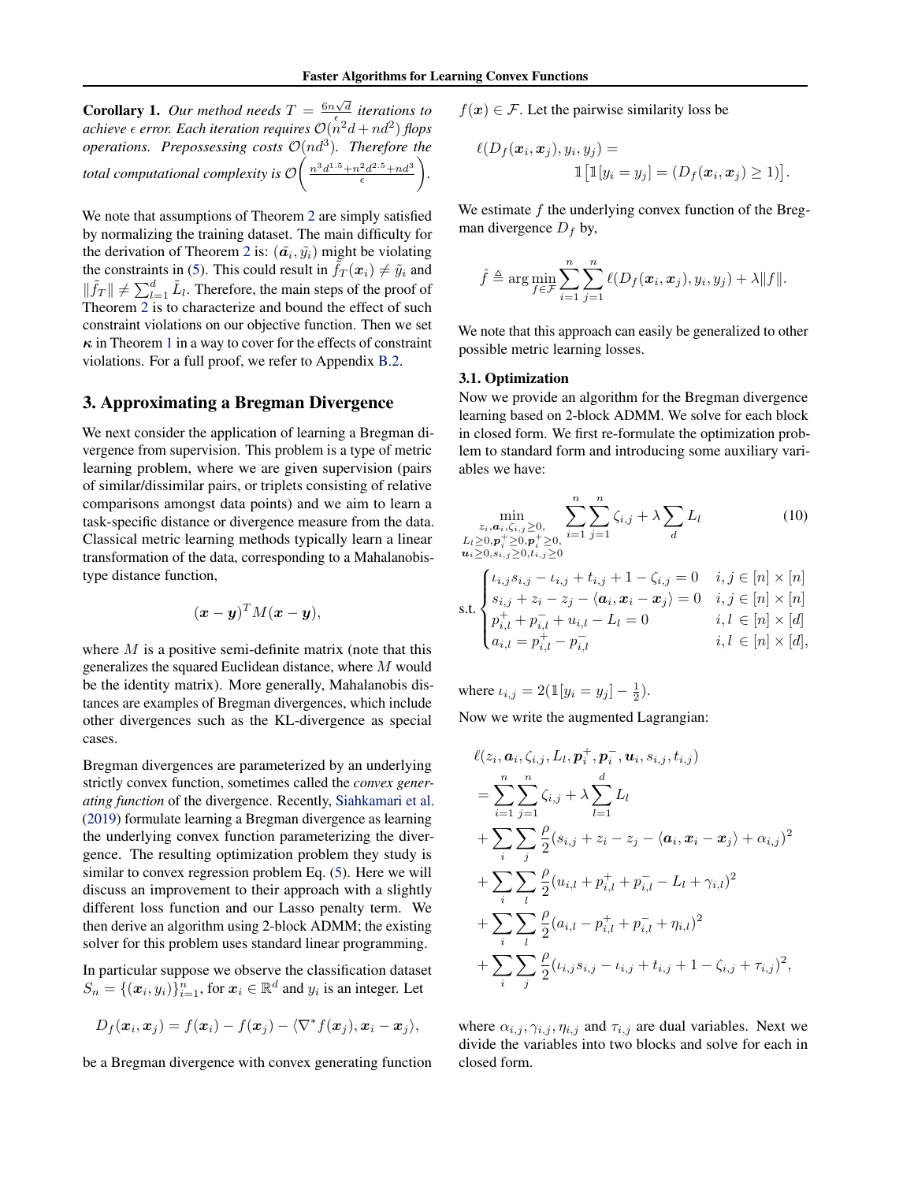**Corollary 1.** *Our method needs $T = \frac{6n\sqrt{d}}{\epsilon}$ iterations to achieve $\epsilon$ error. Each iteration requires $\mathcal{O}(n^2 d + nd^2)$ flops operations. Prepossessing costs $\mathcal{O}(nd^3)$. Therefore the total computational complexity is $\mathcal{O}\left(\frac{n^3 d^{1.5} + n^2 d^{2.5} + nd^3}{\epsilon}\right)$.*

We note that assumptions of Theorem 2 are simply satisfied by normalizing the training dataset. The main difficulty for the derivation of Theorem 2 is: $(\tilde{\boldsymbol{a}}_i, \tilde{y}_i)$ might be violating the constraints in (5). This could result in $\tilde{f}_T(\boldsymbol{x}_i) \neq \tilde{y}_i$ and $\|\tilde{f}_T\| \neq \sum_{l=1}^d \tilde{L}_l$. Therefore, the main steps of the proof of Theorem 2 is to characterize and bound the effect of such constraint violations on our objective function. Then we set $\boldsymbol{\kappa}$ in Theorem 1 in a way to cover for the effects of constraint violations. For a full proof, we refer to Appendix B.2.

## 3. Approximating a Bregman Divergence

We next consider the application of learning a Bregman divergence from supervision. This problem is a type of metric learning problem, where we are given supervision (pairs of similar/dissimilar pairs, or triplets consisting of relative comparisons amongst data points) and we aim to learn a task-specific distance or divergence measure from the data. Classical metric learning methods typically learn a linear transformation of the data, corresponding to a Mahalanobis-type distance function,

$$(\boldsymbol{x} - \boldsymbol{y})^T M (\boldsymbol{x} - \boldsymbol{y}),$$

where $M$ is a positive semi-definite matrix (note that this generalizes the squared Euclidean distance, where $M$ would be the identity matrix). More generally, Mahalanobis distances are examples of Bregman divergences, which include other divergences such as the KL-divergence as special cases.

Bregman divergences are parameterized by an underlying strictly convex function, sometimes called the *convex generating function* of the divergence. Recently, Siahkamari et al. (2019) formulate learning a Bregman divergence as learning the underlying convex function parameterizing the divergence. The resulting optimization problem they study is similar to convex regression problem Eq. (5). Here we will discuss an improvement to their approach with a slightly different loss function and our Lasso penalty term. We then derive an algorithm using 2-block ADMM; the existing solver for this problem uses standard linear programming.

In particular suppose we observe the classification dataset $S_n = \{(\boldsymbol{x}_i, y_i)\}_{i=1}^n$, for $\boldsymbol{x}_i \in \mathbb{R}^d$ and $y_i$ is an integer. Let

$$D_f(\boldsymbol{x}_i, \boldsymbol{x}_j) = f(\boldsymbol{x}_i) - f(\boldsymbol{x}_j) - \langle \nabla^* f(\boldsymbol{x}_j), \boldsymbol{x}_i - \boldsymbol{x}_j \rangle,$$

be a Bregman divergence with convex generating function $f(\boldsymbol{x}) \in \mathcal{F}$. Let the pairwise similarity loss be

$$\ell(D_f(\boldsymbol{x}_i, \boldsymbol{x}_j), y_i, y_j) = \mathbb{1}\left[\mathbb{1}[y_i = y_j] = (D_f(\boldsymbol{x}_i, \boldsymbol{x}_j) \geq 1)\right].$$

We estimate $f$ the underlying convex function of the Bregman divergence $D_f$ by,

$$\hat{f} \triangleq \arg\min_{f \in \mathcal{F}} \sum_{i=1}^n \sum_{j=1}^n \ell(D_f(\boldsymbol{x}_i, \boldsymbol{x}_j), y_i, y_j) + \lambda \|f\|.$$

We note that this approach can easily be generalized to other possible metric learning losses.

### 3.1. Optimization

Now we provide an algorithm for the Bregman divergence learning based on 2-block ADMM. We solve for each block in closed form. We first re-formulate the optimization problem to standard form and introducing some auxiliary variables we have:

$$\min_{\substack{z_i, \boldsymbol{a}_i, \zeta_{i,j} \geq 0, \\ L_l \geq 0, \boldsymbol{p}_i^+ \geq 0, \boldsymbol{p}_i^+ \geq 0, \\ \boldsymbol{u}_i \geq 0, s_{i,j} \geq 0, t_{i,j} \geq 0}} \sum_{i=1}^n \sum_{j=1}^n \zeta_{i,j} + \lambda \sum_d L_l \tag{10}$$

$$\text{s.t.} \begin{cases} \iota_{i,j} s_{i,j} - \iota_{i,j} + t_{i,j} + 1 - \zeta_{i,j} = 0 & i,j \in [n] \times [n] \\ s_{i,j} + z_i - z_j - \langle \boldsymbol{a}_i, \boldsymbol{x}_i - \boldsymbol{x}_j \rangle = 0 & i,j \in [n] \times [n] \\ p_{i,l}^+ + p_{i,l}^- + u_{i,l} - L_l = 0 & i,l \in [n] \times [d] \\ a_{i,l} = p_{i,l}^+ - p_{i,l}^- & i,l \in [n] \times [d], \end{cases}$$

where $\iota_{i,j} = 2(\mathbb{1}[y_i = y_j] - \frac{1}{2})$.

Now we write the augmented Lagrangian:

$$\begin{aligned}
&\ell(z_i, \boldsymbol{a}_i, \zeta_{i,j}, L_l, \boldsymbol{p}_i^+, \boldsymbol{p}_i^-, \boldsymbol{u}_i, s_{i,j}, t_{i,j}) \\
&= \sum_{i=1}^n \sum_{j=1}^n \zeta_{i,j} + \lambda \sum_{l=1}^d L_l \\
&+ \sum_i \sum_j \frac{\rho}{2}(s_{i,j} + z_i - z_j - \langle \boldsymbol{a}_i, \boldsymbol{x}_i - \boldsymbol{x}_j \rangle + \alpha_{i,j})^2 \\
&+ \sum_i \sum_l \frac{\rho}{2}(u_{i,l} + p_{i,l}^+ + p_{i,l}^- - L_l + \gamma_{i,l})^2 \\
&+ \sum_i \sum_l \frac{\rho}{2}(a_{i,l} - p_{i,l}^+ + p_{i,l}^- + \eta_{i,l})^2 \\
&+ \sum_i \sum_j \frac{\rho}{2}(\iota_{i,j} s_{i,j} - \iota_{i,j} + t_{i,j} + 1 - \zeta_{i,j} + \tau_{i,j})^2,
\end{aligned}$$

where $\alpha_{i,j}, \gamma_{i,j}, \eta_{i,j}$ and $\tau_{i,j}$ are dual variables. Next we divide the variables into two blocks and solve for each in closed form.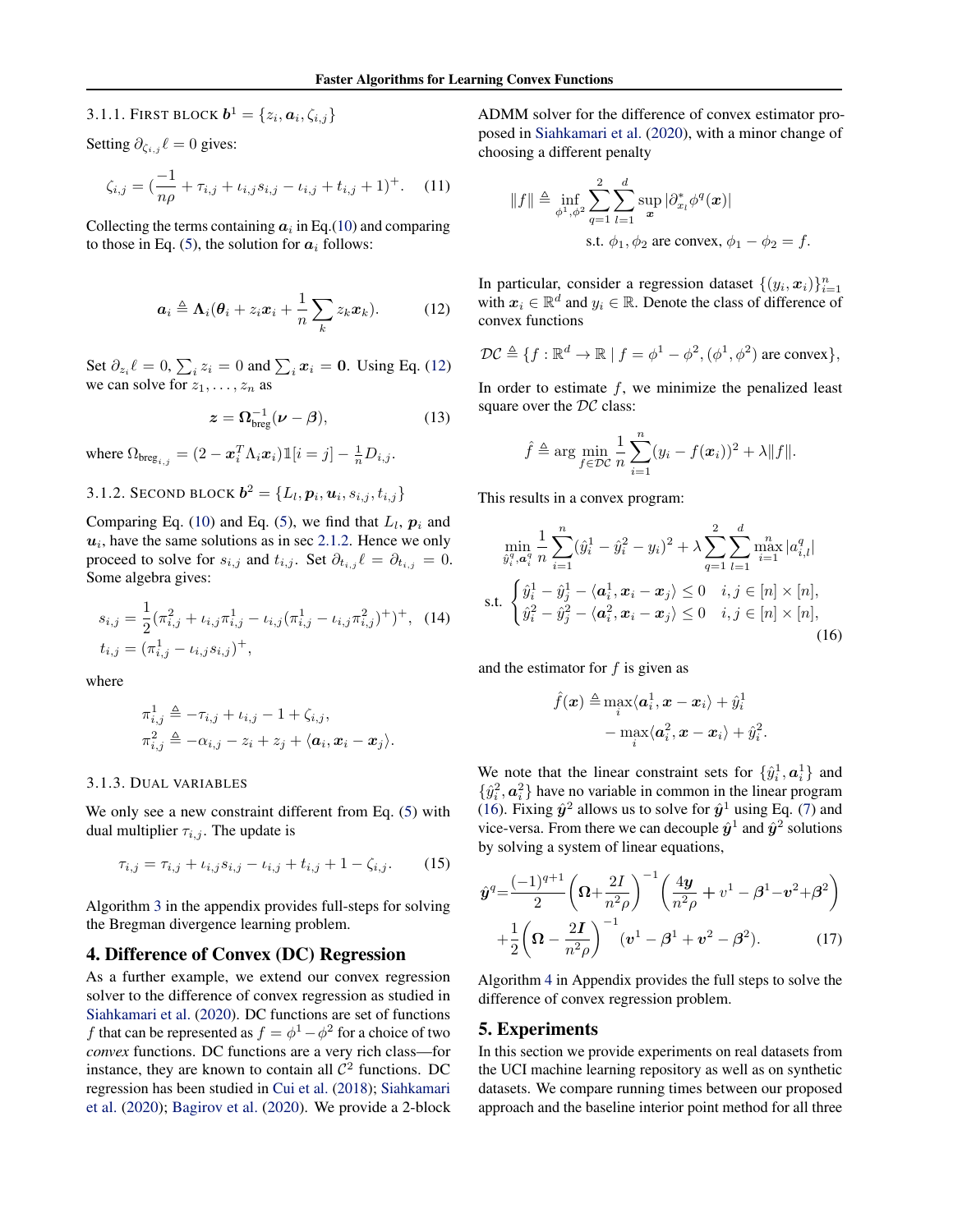#### 3.1.1. First block $\boldsymbol{b}^1 = \{z_i, \boldsymbol{a}_i, \zeta_{i,j}\}$

Setting $\partial_{\zeta_{i,j}} \ell = 0$ gives:

$$\zeta_{i,j} = \left(\frac{-1}{n\rho} + \tau_{i,j} + \iota_{i,j} s_{i,j} - \iota_{i,j} + t_{i,j} + 1\right)^+. \quad (11)$$

Collecting the terms containing $\boldsymbol{a}_i$ in Eq.(10) and comparing to those in Eq. (5), the solution for $\boldsymbol{a}_i$ follows:

$$\boldsymbol{a}_i \triangleq \boldsymbol{\Lambda}_i(\boldsymbol{\theta}_i + z_i \boldsymbol{x}_i + \frac{1}{n}\sum_k z_k \boldsymbol{x}_k). \quad (12)$$

Set $\partial_{z_i} \ell = 0$, $\sum_i z_i = 0$ and $\sum_i \boldsymbol{x}_i = \boldsymbol{0}$. Using Eq. (12) we can solve for $z_1, \ldots, z_n$ as

$$\boldsymbol{z} = \boldsymbol{\Omega}_{\text{breg}}^{-1}(\boldsymbol{\nu} - \boldsymbol{\beta}), \quad (13)$$

where $\Omega_{\text{breg}_{i,j}} = (2 - \boldsymbol{x}_i^T \Lambda_i \boldsymbol{x}_i)\mathbb{1}[i = j] - \frac{1}{n} D_{i,j}$.

#### 3.1.2. Second block $\boldsymbol{b}^2 = \{L_l, \boldsymbol{p}_i, \boldsymbol{u}_i, s_{i,j}, t_{i,j}\}$

Comparing Eq. (10) and Eq. (5), we find that $L_l$, $\boldsymbol{p}_i$ and $\boldsymbol{u}_i$, have the same solutions as in sec 2.1.2. Hence we only proceed to solve for $s_{i,j}$ and $t_{i,j}$. Set $\partial_{t_{i,j}} \ell = \partial_{t_{i,j}} = 0$. Some algebra gives:

$$s_{i,j} = \frac{1}{2}(\pi_{i,j}^2 + \iota_{i,j}\pi_{i,j}^1 - \iota_{i,j}(\pi_{i,j}^1 - \iota_{i,j}\pi_{i,j}^2)^+)^+, \quad (14)$$
$$t_{i,j} = (\pi_{i,j}^1 - \iota_{i,j} s_{i,j})^+,$$

where

$$\pi_{i,j}^1 \triangleq -\tau_{i,j} + \iota_{i,j} - 1 + \zeta_{i,j},$$
$$\pi_{i,j}^2 \triangleq -\alpha_{i,j} - z_i + z_j + \langle \boldsymbol{a}_i, \boldsymbol{x}_i - \boldsymbol{x}_j \rangle.$$

#### 3.1.3. Dual variables

We only see a new constraint different from Eq. (5) with dual multiplier $\tau_{i,j}$. The update is

$$\tau_{i,j} = \tau_{i,j} + \iota_{i,j} s_{i,j} - \iota_{i,j} + t_{i,j} + 1 - \zeta_{i,j}. \quad (15)$$

Algorithm 3 in the appendix provides full-steps for solving the Bregman divergence learning problem.

## 4. Difference of Convex (DC) Regression

As a further example, we extend our convex regression solver to the difference of convex regression as studied in Siahkamari et al. (2020). DC functions are set of functions $f$ that can be represented as $f = \phi^1 - \phi^2$ for a choice of two *convex* functions. DC functions are a very rich class—for instance, they are known to contain all $\mathcal{C}^2$ functions. DC regression has been studied in Cui et al. (2018); Siahkamari et al. (2020); Bagirov et al. (2020). We provide a 2-block ADMM solver for the difference of convex estimator proposed in Siahkamari et al. (2020), with a minor change of choosing a different penalty

$$\|f\| \triangleq \inf_{\phi^1, \phi^2} \sum_{q=1}^{2} \sum_{l=1}^{d} \sup_{\boldsymbol{x}} |\partial_{x_l}^* \phi^q(\boldsymbol{x})|$$
$$\text{s.t. } \phi_1, \phi_2 \text{ are convex}, \phi_1 - \phi_2 = f.$$

In particular, consider a regression dataset $\{(y_i, \boldsymbol{x}_i)\}_{i=1}^n$ with $\boldsymbol{x}_i \in \mathbb{R}^d$ and $y_i \in \mathbb{R}$. Denote the class of difference of convex functions

$$\mathcal{DC} \triangleq \{f : \mathbb{R}^d \to \mathbb{R} \mid f = \phi^1 - \phi^2, (\phi^1, \phi^2) \text{ are convex}\},$$

In order to estimate $f$, we minimize the penalized least square over the $\mathcal{DC}$ class:

$$\hat{f} \triangleq \arg\min_{f \in \mathcal{DC}} \frac{1}{n}\sum_{i=1}^{n}(y_i - f(\boldsymbol{x}_i))^2 + \lambda\|f\|.$$

This results in a convex program:

$$\min_{\hat{y}_i^q, \boldsymbol{a}_i^q} \frac{1}{n}\sum_{i=1}^{n}(\hat{y}_i^1 - \hat{y}_i^2 - y_i)^2 + \lambda \sum_{q=1}^{2}\sum_{l=1}^{d} \max_{i=1}^{n} |a_{i,l}^q|$$
$$\text{s.t.} \begin{cases} \hat{y}_i^1 - \hat{y}_j^1 - \langle \boldsymbol{a}_i^1, \boldsymbol{x}_i - \boldsymbol{x}_j \rangle \le 0 & i, j \in [n] \times [n], \\ \hat{y}_i^2 - \hat{y}_j^2 - \langle \boldsymbol{a}_i^2, \boldsymbol{x}_i - \boldsymbol{x}_j \rangle \le 0 & i, j \in [n] \times [n], \end{cases} \quad (16)$$

and the estimator for $f$ is given as

$$\hat{f}(\boldsymbol{x}) \triangleq \max_i \langle \boldsymbol{a}_i^1, \boldsymbol{x} - \boldsymbol{x}_i \rangle + \hat{y}_i^1$$
$$- \max_i \langle \boldsymbol{a}_i^2, \boldsymbol{x} - \boldsymbol{x}_i \rangle + \hat{y}_i^2.$$

We note that the linear constraint sets for $\{\hat{y}_i^1, \boldsymbol{a}_i^1\}$ and $\{\hat{y}_i^2, \boldsymbol{a}_i^2\}$ have no variable in common in the linear program (16). Fixing $\hat{\boldsymbol{y}}^2$ allows us to solve for $\hat{\boldsymbol{y}}^1$ using Eq. (7) and vice-versa. From there we can decouple $\hat{\boldsymbol{y}}^1$ and $\hat{\boldsymbol{y}}^2$ solutions by solving a system of linear equations,

$$\hat{\boldsymbol{y}}^q = \frac{(-1)^{q+1}}{2}\left(\boldsymbol{\Omega} + \frac{2I}{n^2\rho}\right)^{-1}\left(\frac{4\boldsymbol{y}}{n^2\rho} + v^1 - \boldsymbol{\beta}^1 - \boldsymbol{v}^2 + \boldsymbol{\beta}^2\right)$$
$$+ \frac{1}{2}\left(\boldsymbol{\Omega} - \frac{2\boldsymbol{I}}{n^2\rho}\right)^{-1}(\boldsymbol{v}^1 - \boldsymbol{\beta}^1 + \boldsymbol{v}^2 - \boldsymbol{\beta}^2). \quad (17)$$

Algorithm 4 in Appendix provides the full steps to solve the difference of convex regression problem.

## 5. Experiments

In this section we provide experiments on real datasets from the UCI machine learning repository as well as on synthetic datasets. We compare running times between our proposed approach and the baseline interior point method for all three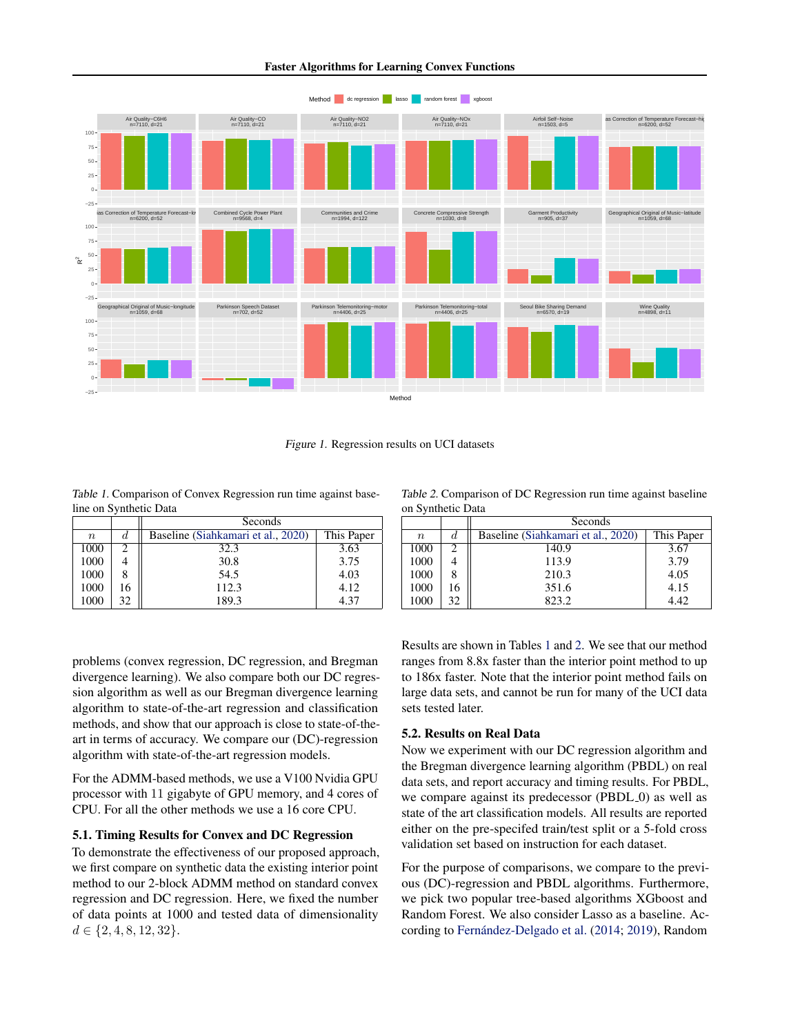*Figure 1.* Regression results on UCI datasets

*Table 1.* Comparison of Convex Regression run time against baseline on Synthetic Data

| | | Seconds | |
|---|---|---|---|
| $n$ | $d$ | Baseline (Siahkamari et al., 2020) | This Paper |
| 1000 | 2 | 32.3 | 3.63 |
| 1000 | 4 | 30.8 | 3.75 |
| 1000 | 8 | 54.5 | 4.03 |
| 1000 | 16 | 112.3 | 4.12 |
| 1000 | 32 | 189.3 | 4.37 |

*Table 2.* Comparison of DC Regression run time against baseline on Synthetic Data

| | | Seconds | |
|---|---|---|---|
| $n$ | $d$ | Baseline (Siahkamari et al., 2020) | This Paper |
| 1000 | 2 | 140.9 | 3.67 |
| 1000 | 4 | 113.9 | 3.79 |
| 1000 | 8 | 210.3 | 4.05 |
| 1000 | 16 | 351.6 | 4.15 |
| 1000 | 32 | 823.2 | 4.42 |

problems (convex regression, DC regression, and Bregman divergence learning). We also compare both our DC regression algorithm as well as our Bregman divergence learning algorithm to state-of-the-art regression and classification methods, and show that our approach is close to state-of-the-art in terms of accuracy. We compare our (DC)-regression algorithm with state-of-the-art regression models.

For the ADMM-based methods, we use a V100 Nvidia GPU processor with 11 gigabyte of GPU memory, and 4 cores of CPU. For all the other methods we use a 16 core CPU.

### 5.1. Timing Results for Convex and DC Regression

To demonstrate the effectiveness of our proposed approach, we first compare on synthetic data the existing interior point method to our 2-block ADMM method on standard convex regression and DC regression. Here, we fixed the number of data points at 1000 and tested data of dimensionality $d \in \{2, 4, 8, 12, 32\}$.

Results are shown in Tables 1 and 2. We see that our method ranges from 8.8x faster than the interior point method to up to 186x faster. Note that the interior point method fails on large data sets, and cannot be run for many of the UCI data sets tested later.

### 5.2. Results on Real Data

Now we experiment with our DC regression algorithm and the Bregman divergence learning algorithm (PBDL) on real data sets, and report accuracy and timing results. For PBDL, we compare against its predecessor (PBDL_0) as well as state of the art classification models. All results are reported either on the pre-specifed train/test split or a 5-fold cross validation set based on instruction for each dataset.

For the purpose of comparisons, we compare to the previous (DC)-regression and PBDL algorithms. Furthermore, we pick two popular tree-based algorithms XGboost and Random Forest. We also consider Lasso as a baseline. According to Fernández-Delgado et al. (2014; 2019), Random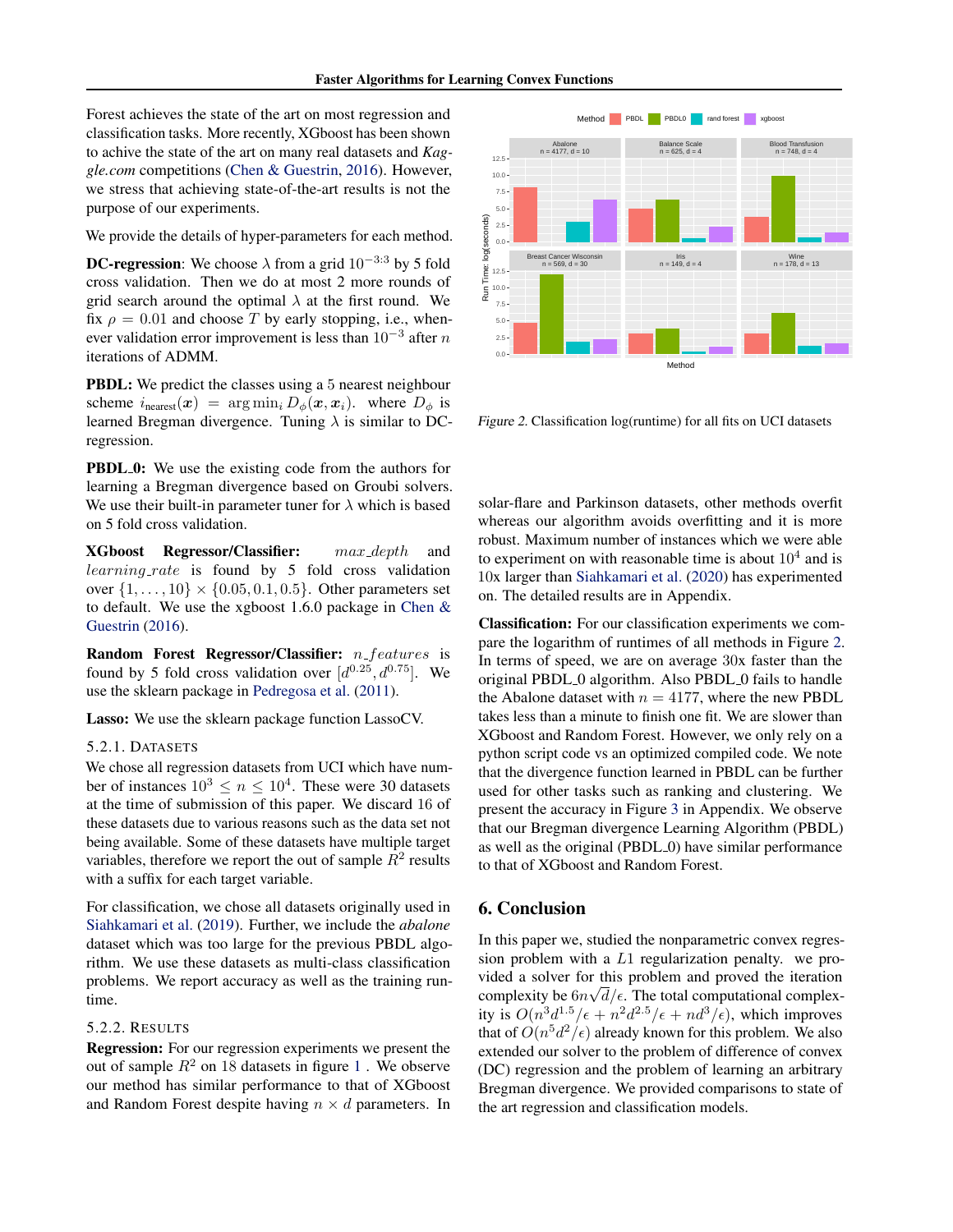Forest achieves the state of the art on most regression and classification tasks. More recently, XGboost has been shown to achive the state of the art on many real datasets and *Kaggle.com* competitions (Chen & Guestrin, 2016). However, we stress that achieving state-of-the-art results is not the purpose of our experiments.

We provide the details of hyper-parameters for each method.

**DC-regression**: We choose $\lambda$ from a grid $10^{-3:3}$ by 5 fold cross validation. Then we do at most 2 more rounds of grid search around the optimal $\lambda$ at the first round. We fix $\rho = 0.01$ and choose $T$ by early stopping, i.e., whenever validation error improvement is less than $10^{-3}$ after $n$ iterations of ADMM.

**PBDL:** We predict the classes using a 5 nearest neighbour scheme $i_{\text{nearest}}(\boldsymbol{x}) = \arg\min_i D_\phi(\boldsymbol{x}, \boldsymbol{x}_i)$. where $D_\phi$ is learned Bregman divergence. Tuning $\lambda$ is similar to DC-regression.

**PBDL_0:** We use the existing code from the authors for learning a Bregman divergence based on Groubi solvers. We use their built-in parameter tuner for $\lambda$ which is based on 5 fold cross validation.

**XGboost Regressor/Classifier:** $max\_depth$ and $learning\_rate$ is found by 5 fold cross validation over $\{1, \ldots, 10\} \times \{0.05, 0.1, 0.5\}$. Other parameters set to default. We use the xgboost 1.6.0 package in Chen & Guestrin (2016).

**Random Forest Regressor/Classifier:** $n\_features$ is found by 5 fold cross validation over $[d^{0.25}, d^{0.75}]$. We use the sklearn package in Pedregosa et al. (2011).

**Lasso:** We use the sklearn package function LassoCV.

### 5.2.1. Datasets

We chose all regression datasets from UCI which have number of instances $10^3 \leq n \leq 10^4$. These were 30 datasets at the time of submission of this paper. We discard 16 of these datasets due to various reasons such as the data set not being available. Some of these datasets have multiple target variables, therefore we report the out of sample $R^2$ results with a suffix for each target variable.

For classification, we chose all datasets originally used in Siahkamari et al. (2019). Further, we include the *abalone* dataset which was too large for the previous PBDL algorithm. We use these datasets as multi-class classification problems. We report accuracy as well as the training runtime.

### 5.2.2. Results

**Regression:** For our regression experiments we present the out of sample $R^2$ on 18 datasets in figure 1 . We observe our method has similar performance to that of XGboost and Random Forest despite having $n \times d$ parameters. In solar-flare and Parkinson datasets, other methods overfit whereas our algorithm avoids overfitting and it is more robust. Maximum number of instances which we were able to experiment on with reasonable time is about $10^4$ and is 10x larger than Siahkamari et al. (2020) has experimented on. The detailed results are in Appendix.

Figure 2. Classification log(runtime) for all fits on UCI datasets

**Classification:** For our classification experiments we compare the logarithm of runtimes of all methods in Figure 2. In terms of speed, we are on average 30x faster than the original PBDL_0 algorithm. Also PBDL_0 fails to handle the Abalone dataset with $n = 4177$, where the new PBDL takes less than a minute to finish one fit. We are slower than XGboost and Random Forest. However, we only rely on a python script code vs an optimized compiled code. We note that the divergence function learned in PBDL can be further used for other tasks such as ranking and clustering. We present the accuracy in Figure 3 in Appendix. We observe that our Bregman divergence Learning Algorithm (PBDL) as well as the original (PBDL_0) have similar performance to that of XGboost and Random Forest.

## 6. Conclusion

In this paper we, studied the nonparametric convex regression problem with a $L1$ regularization penalty. we provided a solver for this problem and proved the iteration complexity be $6n\sqrt{d}/\epsilon$. The total computational complexity is $O(n^3 d^{1.5}/\epsilon + n^2 d^{2.5}/\epsilon + nd^3/\epsilon)$, which improves that of $O(n^5 d^2/\epsilon)$ already known for this problem. We also extended our solver to the problem of difference of convex (DC) regression and the problem of learning an arbitrary Bregman divergence. We provided comparisons to state of the art regression and classification models.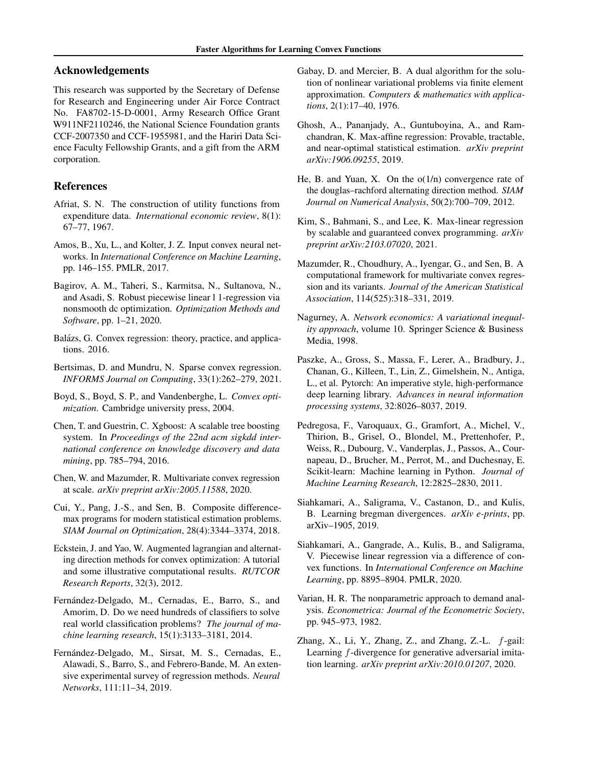## Acknowledgements

This research was supported by the Secretary of Defense for Research and Engineering under Air Force Contract No. FA8702-15-D-0001, Army Research Office Grant W911NF2110246, the National Science Foundation grants CCF-2007350 and CCF-1955981, and the Hariri Data Science Faculty Fellowship Grants, and a gift from the ARM corporation.

## References

Afriat, S. N. The construction of utility functions from expenditure data. *International economic review*, 8(1): 67–77, 1967.

Amos, B., Xu, L., and Kolter, J. Z. Input convex neural networks. In *International Conference on Machine Learning*, pp. 146–155. PMLR, 2017.

Bagirov, A. M., Taheri, S., Karmitsa, N., Sultanova, N., and Asadi, S. Robust piecewise linear l 1-regression via nonsmooth dc optimization. *Optimization Methods and Software*, pp. 1–21, 2020.

Balázs, G. Convex regression: theory, practice, and applications. 2016.

Bertsimas, D. and Mundru, N. Sparse convex regression. *INFORMS Journal on Computing*, 33(1):262–279, 2021.

Boyd, S., Boyd, S. P., and Vandenberghe, L. *Convex optimization*. Cambridge university press, 2004.

Chen, T. and Guestrin, C. Xgboost: A scalable tree boosting system. In *Proceedings of the 22nd acm sigkdd international conference on knowledge discovery and data mining*, pp. 785–794, 2016.

Chen, W. and Mazumder, R. Multivariate convex regression at scale. *arXiv preprint arXiv:2005.11588*, 2020.

Cui, Y., Pang, J.-S., and Sen, B. Composite difference-max programs for modern statistical estimation problems. *SIAM Journal on Optimization*, 28(4):3344–3374, 2018.

Eckstein, J. and Yao, W. Augmented lagrangian and alternating direction methods for convex optimization: A tutorial and some illustrative computational results. *RUTCOR Research Reports*, 32(3), 2012.

Fernández-Delgado, M., Cernadas, E., Barro, S., and Amorim, D. Do we need hundreds of classifiers to solve real world classification problems? *The journal of machine learning research*, 15(1):3133–3181, 2014.

Fernández-Delgado, M., Sirsat, M. S., Cernadas, E., Alawadi, S., Barro, S., and Febrero-Bande, M. An extensive experimental survey of regression methods. *Neural Networks*, 111:11–34, 2019.

Gabay, D. and Mercier, B. A dual algorithm for the solution of nonlinear variational problems via finite element approximation. *Computers & mathematics with applications*, 2(1):17–40, 1976.

Ghosh, A., Pananjady, A., Guntuboyina, A., and Ramchandran, K. Max-affine regression: Provable, tractable, and near-optimal statistical estimation. *arXiv preprint arXiv:1906.09255*, 2019.

He, B. and Yuan, X. On the o(1/n) convergence rate of the douglas–rachford alternating direction method. *SIAM Journal on Numerical Analysis*, 50(2):700–709, 2012.

Kim, S., Bahmani, S., and Lee, K. Max-linear regression by scalable and guaranteed convex programming. *arXiv preprint arXiv:2103.07020*, 2021.

Mazumder, R., Choudhury, A., Iyengar, G., and Sen, B. A computational framework for multivariate convex regression and its variants. *Journal of the American Statistical Association*, 114(525):318–331, 2019.

Nagurney, A. *Network economics: A variational inequality approach*, volume 10. Springer Science & Business Media, 1998.

Paszke, A., Gross, S., Massa, F., Lerer, A., Bradbury, J., Chanan, G., Killeen, T., Lin, Z., Gimelshein, N., Antiga, L., et al. Pytorch: An imperative style, high-performance deep learning library. *Advances in neural information processing systems*, 32:8026–8037, 2019.

Pedregosa, F., Varoquaux, G., Gramfort, A., Michel, V., Thirion, B., Grisel, O., Blondel, M., Prettenhofer, P., Weiss, R., Dubourg, V., Vanderplas, J., Passos, A., Cournapeau, D., Brucher, M., Perrot, M., and Duchesnay, E. Scikit-learn: Machine learning in Python. *Journal of Machine Learning Research*, 12:2825–2830, 2011.

Siahkamari, A., Saligrama, V., Castanon, D., and Kulis, B. Learning bregman divergences. *arXiv e-prints*, pp. arXiv–1905, 2019.

Siahkamari, A., Gangrade, A., Kulis, B., and Saligrama, V. Piecewise linear regression via a difference of convex functions. In *International Conference on Machine Learning*, pp. 8895–8904. PMLR, 2020.

Varian, H. R. The nonparametric approach to demand analysis. *Econometrica: Journal of the Econometric Society*, pp. 945–973, 1982.

Zhang, X., Li, Y., Zhang, Z., and Zhang, Z.-L. $f$-gail: Learning $f$-divergence for generative adversarial imitation learning. *arXiv preprint arXiv:2010.01207*, 2020.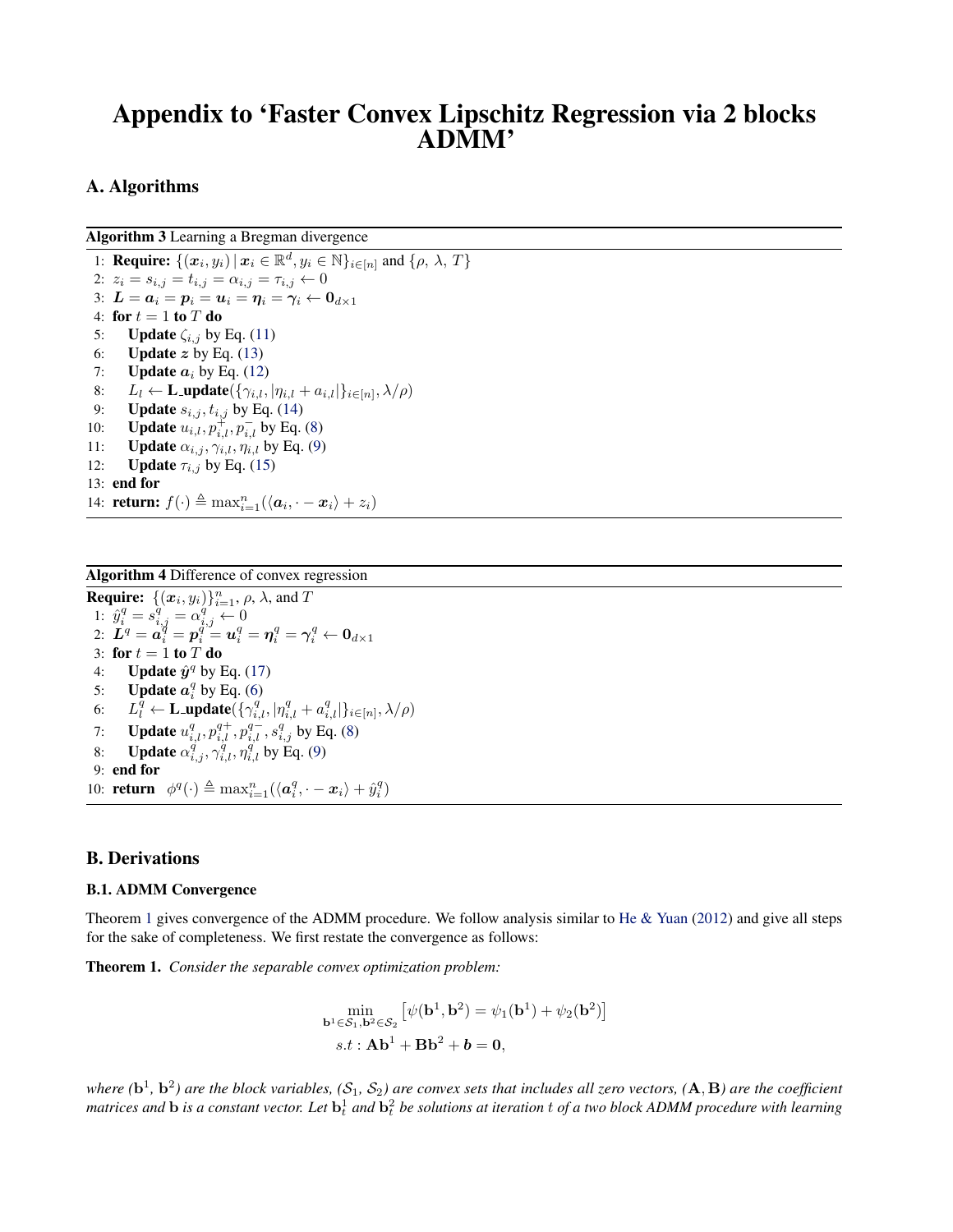# Appendix to 'Faster Convex Lipschitz Regression via 2 blocks ADMM'

## A. Algorithms

**Algorithm 3** Learning a Bregman divergence

```
1:  Require: {(x_i, y_i) | x_i ∈ ℝ^d, y_i ∈ ℕ}_{i∈[n]} and {ρ, λ, T}
2:  z_i = s_{i,j} = t_{i,j} = α_{i,j} = τ_{i,j} ← 0
3:  L = a_i = p_i = u_i = η_i = γ_i ← 0_{d×1}
4:  for t = 1 to T do
5:      Update ζ_{i,j} by Eq. (11)
6:      Update z by Eq. (13)
7:      Update a_i by Eq. (12)
8:      L_l ← L_update({γ_{i,l}, |η_{i,l} + a_{i,l}|}_{i∈[n]}, λ/ρ)
9:      Update s_{i,j}, t_{i,j} by Eq. (14)
10:     Update u_{i,l}, p^+_{i,l}, p^-_{i,l} by Eq. (8)
11:     Update α_{i,j}, γ_{i,l}, η_{i,l} by Eq. (9)
12:     Update τ_{i,j} by Eq. (15)
13: end for
14: return: f(·) ≜ max_{i=1}^n (⟨a_i, · − x_i⟩ + z_i)
```

**Algorithm 4** Difference of convex regression

```
Require: {(x_i, y_i)}_{i=1}^n, ρ, λ, and T
1:  ŷ_i^q = s_{i,j}^q = α_{i,j}^q ← 0
2:  L^q = a_i^q = p_i^q = u_i^q = η_i^q = γ_i^q ← 0_{d×1}
3:  for t = 1 to T do
4:      Update ŷ^q by Eq. (17)
5:      Update a_i^q by Eq. (6)
6:      L_l^q ← L_update({γ_{i,l}^q, |η_{i,l}^q + a_{i,l}^q|}_{i∈[n]}, λ/ρ)
7:      Update u_{i,l}^q, p_{i,l}^{q+}, p_{i,l}^{q-}, s_{i,j}^q by Eq. (8)
8:      Update α_{i,j}^q, γ_{i,l}^q, η_{i,l}^q by Eq. (9)
9:  end for
10: return  φ^q(·) ≜ max_{i=1}^n (⟨a_i^q, · − x_i⟩ + ŷ_i^q)
```

## B. Derivations

### B.1. ADMM Convergence

Theorem 1 gives convergence of the ADMM procedure. We follow analysis similar to He & Yuan (2012) and give all steps for the sake of completeness. We first restate the convergence as follows:

**Theorem 1.** *Consider the separable convex optimization problem:*

$$\min_{\mathbf{b}^1 \in \mathcal{S}_1, \mathbf{b}^2 \in \mathcal{S}_2} \left[\psi(\mathbf{b}^1, \mathbf{b}^2) = \psi_1(\mathbf{b}^1) + \psi_2(\mathbf{b}^2)\right]$$

$$s.t : \mathbf{A}\mathbf{b}^1 + \mathbf{B}\mathbf{b}^2 + \boldsymbol{b} = \mathbf{0},$$

*where ($\mathbf{b}^1$, $\mathbf{b}^2$) are the block variables, ($\mathcal{S}_1$, $\mathcal{S}_2$) are convex sets that includes all zero vectors, ($\mathbf{A}, \mathbf{B}$) are the coefficient matrices and $\mathbf{b}$ is a constant vector. Let $\mathbf{b}^1_t$ and $\mathbf{b}^2_t$ be solutions at iteration $t$ of a two block ADMM procedure with learning*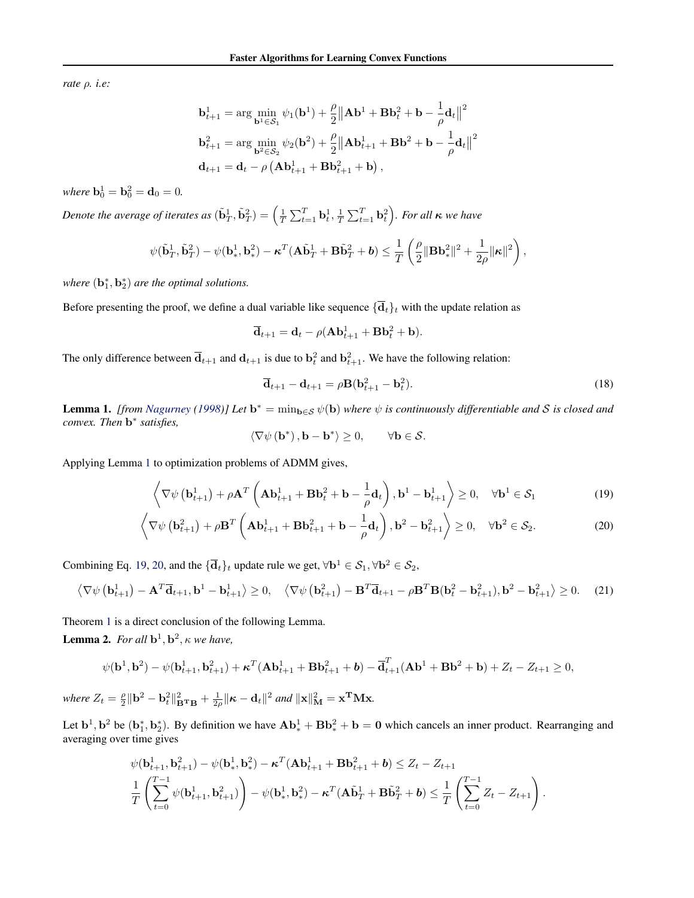*rate $\rho$. i.e:*

$$
\begin{aligned}
\mathbf{b}_{t+1}^1 &= \arg\min_{\mathbf{b}^1\in\mathcal{S}_1} \psi_1(\mathbf{b}^1) + \frac{\rho}{2}\left\|\mathbf{A}\mathbf{b}^1 + \mathbf{B}\mathbf{b}_t^2 + \mathbf{b} - \frac{1}{\rho}\mathbf{d}_t\right\|^2 \\
\mathbf{b}_{t+1}^2 &= \arg\min_{\mathbf{b}^2\in\mathcal{S}_2} \psi_2(\mathbf{b}^2) + \frac{\rho}{2}\left\|\mathbf{A}\mathbf{b}_{t+1}^1 + \mathbf{B}\mathbf{b}^2 + \mathbf{b} - \frac{1}{\rho}\mathbf{d}_t\right\|^2 \\
\mathbf{d}_{t+1} &= \mathbf{d}_t - \rho\left(\mathbf{A}\mathbf{b}_{t+1}^1 + \mathbf{B}\mathbf{b}_{t+1}^2 + \mathbf{b}\right),
\end{aligned}
$$

*where $\mathbf{b}_0^1 = \mathbf{b}_0^2 = \mathbf{d}_0 = 0$.*

*Denote the average of iterates as $(\tilde{\mathbf{b}}_T^1, \tilde{\mathbf{b}}_T^2) = \left(\frac{1}{T}\sum_{t=1}^T \mathbf{b}_t^1, \frac{1}{T}\sum_{t=1}^T \mathbf{b}_t^2\right)$. For all $\boldsymbol{\kappa}$ we have*

$$
\psi(\tilde{\mathbf{b}}_T^1, \tilde{\mathbf{b}}_T^2) - \psi(\mathbf{b}_*^1, \mathbf{b}_*^2) - \boldsymbol{\kappa}^T(\mathbf{A}\tilde{\mathbf{b}}_T^1 + \mathbf{B}\tilde{\mathbf{b}}_T^2 + \boldsymbol{b}) \leq \frac{1}{T}\left(\frac{\rho}{2}\|\mathbf{B}\mathbf{b}_*^2\|^2 + \frac{1}{2\rho}\|\boldsymbol{\kappa}\|^2\right),
$$

*where $(\mathbf{b}_1^*, \mathbf{b}_2^*)$ are the optimal solutions.*

Before presenting the proof, we define a dual variable like sequence $\{\overline{\mathbf{d}}_t\}_t$ with the update relation as

$$
\overline{\mathbf{d}}_{t+1} = \mathbf{d}_t - \rho(\mathbf{A}\mathbf{b}_{t+1}^1 + \mathbf{B}\mathbf{b}_t^2 + \mathbf{b}).
$$

The only difference between $\overline{\mathbf{d}}_{t+1}$ and $\mathbf{d}_{t+1}$ is due to $\mathbf{b}_t^2$ and $\mathbf{b}_{t+1}^2$. We have the following relation:

$$
\overline{\mathbf{d}}_{t+1} - \mathbf{d}_{t+1} = \rho\mathbf{B}(\mathbf{b}_{t+1}^2 - \mathbf{b}_t^2). \tag{18}
$$

**Lemma 1.** *[from Nagurney (1998)] Let $\mathbf{b}^* = \min_{\mathbf{b}\in\mathcal{S}}\psi(\mathbf{b})$ where $\psi$ is continuously differentiable and $\mathcal{S}$ is closed and convex. Then $\mathbf{b}^*$ satisfies,*

$$
\langle \nabla\psi(\mathbf{b}^*), \mathbf{b} - \mathbf{b}^*\rangle \geq 0, \qquad \forall \mathbf{b}\in\mathcal{S}.
$$

Applying Lemma 1 to optimization problems of ADMM gives,

$$
\left\langle \nabla\psi\left(\mathbf{b}_{t+1}^1\right) + \rho\mathbf{A}^T\left(\mathbf{A}\mathbf{b}_{t+1}^1 + \mathbf{B}\mathbf{b}_t^2 + \mathbf{b} - \frac{1}{\rho}\mathbf{d}_t\right), \mathbf{b}^1 - \mathbf{b}_{t+1}^1\right\rangle \geq 0, \quad \forall \mathbf{b}^1\in\mathcal{S}_1 \tag{19}
$$

$$
\left\langle \nabla\psi\left(\mathbf{b}_{t+1}^2\right) + \rho\mathbf{B}^T\left(\mathbf{A}\mathbf{b}_{t+1}^1 + \mathbf{B}\mathbf{b}_{t+1}^2 + \mathbf{b} - \frac{1}{\rho}\mathbf{d}_t\right), \mathbf{b}^2 - \mathbf{b}_{t+1}^2\right\rangle \geq 0, \quad \forall \mathbf{b}^2\in\mathcal{S}_2. \tag{20}
$$

Combining Eq. 19, 20, and the $\{\overline{\mathbf{d}}_t\}_t$ update rule we get, $\forall \mathbf{b}^1\in\mathcal{S}_1, \forall \mathbf{b}^2\in\mathcal{S}_2$,

$$
\left\langle \nabla\psi\left(\mathbf{b}_{t+1}^1\right) - \mathbf{A}^T\overline{\mathbf{d}}_{t+1}, \mathbf{b}^1 - \mathbf{b}_{t+1}^1\right\rangle \geq 0, \quad \left\langle \nabla\psi\left(\mathbf{b}_{t+1}^2\right) - \mathbf{B}^T\overline{\mathbf{d}}_{t+1} - \rho\mathbf{B}^T\mathbf{B}(\mathbf{b}_t^2 - \mathbf{b}_{t+1}^2), \mathbf{b}^2 - \mathbf{b}_{t+1}^2\right\rangle \geq 0. \tag{21}
$$

Theorem 1 is a direct conclusion of the following Lemma.

**Lemma 2.** *For all $\mathbf{b}^1, \mathbf{b}^2, \kappa$ we have,*

$$
\psi(\mathbf{b}^1, \mathbf{b}^2) - \psi(\mathbf{b}_{t+1}^1, \mathbf{b}_{t+1}^2) + \boldsymbol{\kappa}^T(\mathbf{A}\mathbf{b}_{t+1}^1 + \mathbf{B}\mathbf{b}_{t+1}^2 + \boldsymbol{b}) - \overline{\mathbf{d}}_{t+1}^T(\mathbf{A}\mathbf{b}^1 + \mathbf{B}\mathbf{b}^2 + \mathbf{b}) + Z_t - Z_{t+1} \geq 0,
$$

*where $Z_t = \frac{\rho}{2}\|\mathbf{b}^2 - \mathbf{b}_t^2\|_{\mathbf{B^TB}}^2 + \frac{1}{2\rho}\|\boldsymbol{\kappa} - \mathbf{d}_t\|^2$ and $\|\mathbf{x}\|_{\mathbf{M}}^2 = \mathbf{x^TMx}$.*

Let $\mathbf{b}^1, \mathbf{b}^2$ be $(\mathbf{b}_1^*, \mathbf{b}_2^*)$. By definition we have $\mathbf{A}\mathbf{b}_*^1 + \mathbf{B}\mathbf{b}_*^2 + \mathbf{b} = \mathbf{0}$ which cancels an inner product. Rearranging and averaging over time gives

$$
\begin{aligned}
&\psi(\mathbf{b}_{t+1}^1, \mathbf{b}_{t+1}^2) - \psi(\mathbf{b}_*^1, \mathbf{b}_*^2) - \boldsymbol{\kappa}^T(\mathbf{A}\mathbf{b}_{t+1}^1 + \mathbf{B}\mathbf{b}_{t+1}^2 + \boldsymbol{b}) \leq Z_t - Z_{t+1} \\
&\frac{1}{T}\left(\sum_{t=0}^{T-1}\psi(\mathbf{b}_{t+1}^1, \mathbf{b}_{t+1}^2)\right) - \psi(\mathbf{b}_*^1, \mathbf{b}_*^2) - \boldsymbol{\kappa}^T(\mathbf{A}\tilde{\mathbf{b}}_T^1 + \mathbf{B}\tilde{\mathbf{b}}_T^2 + \boldsymbol{b}) \leq \frac{1}{T}\left(\sum_{t=0}^{T-1} Z_t - Z_{t+1}\right).
\end{aligned}
$$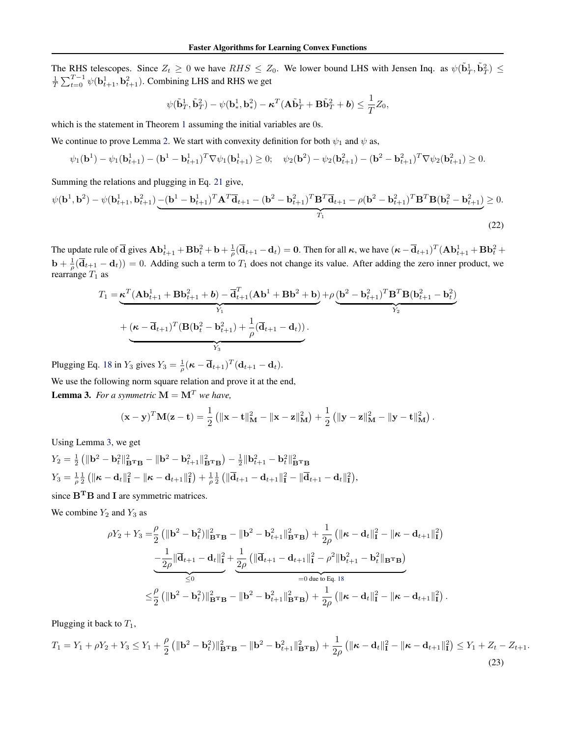The RHS telescopes. Since $Z_t \geq 0$ we have $RHS \leq Z_0$. We lower bound LHS with Jensen Inq. as $\psi(\tilde{\mathbf{b}}_T^1, \tilde{\mathbf{b}}_T^2) \leq \frac{1}{T}\sum_{t=0}^{T-1} \psi(\mathbf{b}_{t+1}^1, \mathbf{b}_{t+1}^2)$. Combining LHS and RHS we get

$$\psi(\tilde{\mathbf{b}}_T^1, \tilde{\mathbf{b}}_T^2) - \psi(\mathbf{b}_*^1, \mathbf{b}_*^2) - \boldsymbol{\kappa}^T(\mathbf{A}\tilde{\mathbf{b}}_T^1 + \mathbf{B}\tilde{\mathbf{b}}_T^2 + \boldsymbol{b}) \leq \frac{1}{T}Z_0,$$

which is the statement in Theorem 1 assuming the initial variables are 0s.

We continue to prove Lemma 2. We start with convexity definition for both $\psi_1$ and $\psi$ as,

$$\psi_1(\mathbf{b}^1) - \psi_1(\mathbf{b}_{t+1}^1) - (\mathbf{b}^1 - \mathbf{b}_{t+1}^1)^T \nabla\psi_1(\mathbf{b}_{t+1}^1) \geq 0; \quad \psi_2(\mathbf{b}^2) - \psi_2(\mathbf{b}_{t+1}^2) - (\mathbf{b}^2 - \mathbf{b}_{t+1}^2)^T \nabla\psi_2(\mathbf{b}_{t+1}^2) \geq 0.$$

Summing the relations and plugging in Eq. 21 give,

$$\psi(\mathbf{b}^1, \mathbf{b}^2) - \psi(\mathbf{b}_{t+1}^1, \mathbf{b}_{t+1}^2) \underbrace{-(\mathbf{b}^1 - \mathbf{b}_{t+1}^1)^T \mathbf{A}^T \overline{\mathbf{d}}_{t+1} - (\mathbf{b}^2 - \mathbf{b}_{t+1}^2)^T \mathbf{B}^T \overline{\mathbf{d}}_{t+1} - \rho(\mathbf{b}^2 - \mathbf{b}_{t+1}^2)^T \mathbf{B}^T \mathbf{B}(\mathbf{b}_t^2 - \mathbf{b}_{t+1}^2)}_{T_1} \geq 0. \tag{22}$$

The update rule of $\overline{\mathbf{d}}$ gives $\mathbf{A}\mathbf{b}_{t+1}^1 + \mathbf{B}\mathbf{b}_t^2 + \mathbf{b} + \frac{1}{\rho}(\overline{\mathbf{d}}_{t+1} - \mathbf{d}_t) = \mathbf{0}$. Then for all $\boldsymbol{\kappa}$, we have $(\boldsymbol{\kappa} - \overline{\mathbf{d}}_{t+1})^T(\mathbf{A}\mathbf{b}_{t+1}^1 + \mathbf{B}\mathbf{b}_t^2 + \mathbf{b} + \frac{1}{\rho}(\overline{\mathbf{d}}_{t+1} - \mathbf{d}_t)) = 0$. Adding such a term to $T_1$ does not change its value. After adding the zero inner product, we rearrange $T_1$ as

$$\begin{aligned}
T_1 = &\underbrace{\boldsymbol{\kappa}^T(\mathbf{A}\mathbf{b}_{t+1}^1 + \mathbf{B}\mathbf{b}_{t+1}^2 + \boldsymbol{b}) - \overline{\mathbf{d}}_{t+1}^T(\mathbf{A}\mathbf{b}^1 + \mathbf{B}\mathbf{b}^2 + \mathbf{b})}_{Y_1} + \rho\underbrace{(\mathbf{b}^2 - \mathbf{b}_{t+1}^2)^T \mathbf{B}^T \mathbf{B}(\mathbf{b}_{t+1}^2 - \mathbf{b}_t^2)}_{Y_2} \\
&+ \underbrace{(\boldsymbol{\kappa} - \overline{\mathbf{d}}_{t+1})^T(\mathbf{B}(\mathbf{b}_t^2 - \mathbf{b}_{t+1}^2) + \frac{1}{\rho}(\overline{\mathbf{d}}_{t+1} - \mathbf{d}_t))}_{Y_3}.
\end{aligned}$$

Plugging Eq. 18 in $Y_3$ gives $Y_3 = \frac{1}{\rho}(\boldsymbol{\kappa} - \overline{\mathbf{d}}_{t+1})^T(\mathbf{d}_{t+1} - \mathbf{d}_t)$.

We use the following norm square relation and prove it at the end,

**Lemma 3.** *For a symmetric* $\mathbf{M} = \mathbf{M}^T$ *we have,*

$$(\mathbf{x} - \mathbf{y})^T \mathbf{M}(\mathbf{z} - \mathbf{t}) = \frac{1}{2}\left(\|\mathbf{x} - \mathbf{t}\|_{\mathbf{M}}^2 - \|\mathbf{x} - \mathbf{z}\|_{\mathbf{M}}^2\right) + \frac{1}{2}\left(\|\mathbf{y} - \mathbf{z}\|_{\mathbf{M}}^2 - \|\mathbf{y} - \mathbf{t}\|_{\mathbf{M}}^2\right).$$

Using Lemma 3, we get

$Y_2 = \frac{1}{2}\left(\|\mathbf{b}^2 - \mathbf{b}_t^2\|_{\mathbf{B^TB}}^2 - \|\mathbf{b}^2 - \mathbf{b}_{t+1}^2\|_{\mathbf{B^TB}}^2\right) - \frac{1}{2}\|\mathbf{b}_{t+1}^2 - \mathbf{b}_t^2\|_{\mathbf{B^TB}}^2$

$Y_3 = \frac{1}{\rho}\frac{1}{2}\left(\|\boldsymbol{\kappa} - \mathbf{d}_t\|_{\mathbf{I}}^2 - \|\boldsymbol{\kappa} - \mathbf{d}_{t+1}\|_{\mathbf{I}}^2\right) + \frac{1}{\rho}\frac{1}{2}\left(\|\overline{\mathbf{d}}_{t+1} - \mathbf{d}_{t+1}\|_{\mathbf{I}}^2 - \|\overline{\mathbf{d}}_{t+1} - \mathbf{d}_t\|_{\mathbf{I}}^2\right),$

since $\mathbf{B^TB}$ and $\mathbf{I}$ are symmetric matrices.

We combine $Y_2$ and $Y_3$ as

$$\begin{aligned}
\rho Y_2 + Y_3 = &\frac{\rho}{2}\left(\|\mathbf{b}^2 - \mathbf{b}_t^2)\|_{\mathbf{B^TB}}^2 - \|\mathbf{b}^2 - \mathbf{b}_{t+1}^2\|_{\mathbf{B^TB}}^2\right) + \frac{1}{2\rho}\left(\|\boldsymbol{\kappa} - \mathbf{d}_t\|_{\mathbf{I}}^2 - \|\boldsymbol{\kappa} - \mathbf{d}_{t+1}\|_{\mathbf{I}}^2\right) \\
&\underbrace{-\frac{1}{2\rho}\|\overline{\mathbf{d}}_{t+1} - \mathbf{d}_t\|_{\mathbf{I}}^2}_{\leq 0} + \underbrace{\frac{1}{2\rho}\left(\|\overline{\mathbf{d}}_{t+1} - \mathbf{d}_{t+1}\|_{\mathbf{I}}^2 - \rho^2\|\mathbf{b}_{t+1}^2 - \mathbf{b}_t^2\|_{\mathbf{B^TB}}\right)}_{=0 \text{ due to Eq. 18}} \\
\leq &\frac{\rho}{2}\left(\|\mathbf{b}^2 - \mathbf{b}_t^2)\|_{\mathbf{B^TB}}^2 - \|\mathbf{b}^2 - \mathbf{b}_{t+1}^2\|_{\mathbf{B^TB}}^2\right) + \frac{1}{2\rho}\left(\|\boldsymbol{\kappa} - \mathbf{d}_t\|_{\mathbf{I}}^2 - \|\boldsymbol{\kappa} - \mathbf{d}_{t+1}\|_{\mathbf{I}}^2\right).
\end{aligned}$$

Plugging it back to $T_1$,

$$T_1 = Y_1 + \rho Y_2 + Y_3 \leq Y_1 + \frac{\rho}{2}\left(\|\mathbf{b}^2 - \mathbf{b}_t^2)\|_{\mathbf{B^TB}}^2 - \|\mathbf{b}^2 - \mathbf{b}_{t+1}^2\|_{\mathbf{B^TB}}^2\right) + \frac{1}{2\rho}\left(\|\boldsymbol{\kappa} - \mathbf{d}_t\|_{\mathbf{I}}^2 - \|\boldsymbol{\kappa} - \mathbf{d}_{t+1}\|_{\mathbf{I}}^2\right) \leq Y_1 + Z_t - Z_{t+1}. \tag{23}$$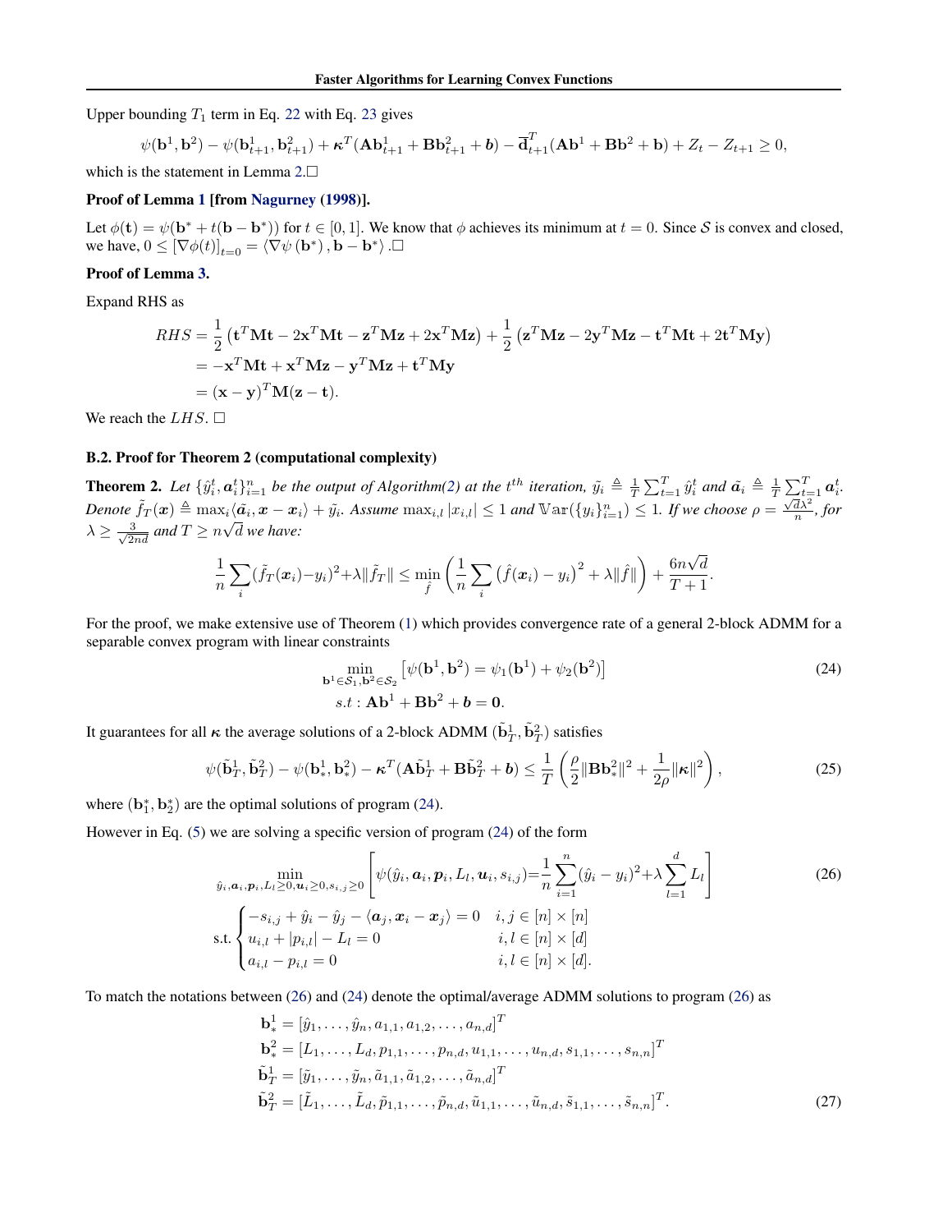Upper bounding $T_1$ term in Eq. 22 with Eq. 23 gives

$$\psi(\mathbf{b}^1, \mathbf{b}^2) - \psi(\mathbf{b}^1_{t+1}, \mathbf{b}^2_{t+1}) + \boldsymbol{\kappa}^T(\mathbf{A}\mathbf{b}^1_{t+1} + \mathbf{B}\mathbf{b}^2_{t+1} + \boldsymbol{b}) - \overline{\mathbf{d}}^T_{t+1}(\mathbf{A}\mathbf{b}^1 + \mathbf{B}\mathbf{b}^2 + \mathbf{b}) + Z_t - Z_{t+1} \geq 0,$$

which is the statement in Lemma 2.□

**Proof of Lemma 1 [from Nagurney (1998)].**

Let $\phi(\mathbf{t}) = \psi(\mathbf{b}^* + t(\mathbf{b} - \mathbf{b}^*))$ for $t \in [0, 1]$. We know that $\phi$ achieves its minimum at $t = 0$. Since $\mathcal{S}$ is convex and closed, we have, $0 \leq [\nabla\phi(t)]_{t=0} = \langle \nabla\psi(\mathbf{b}^*), \mathbf{b} - \mathbf{b}^* \rangle$ .□

**Proof of Lemma 3.**

Expand RHS as

$$\begin{aligned}
RHS &= \frac{1}{2}\left(\mathbf{t}^T\mathbf{M}\mathbf{t} - 2\mathbf{x}^T\mathbf{M}\mathbf{t} - \mathbf{z}^T\mathbf{M}\mathbf{z} + 2\mathbf{x}^T\mathbf{M}\mathbf{z}\right) + \frac{1}{2}\left(\mathbf{z}^T\mathbf{M}\mathbf{z} - 2\mathbf{y}^T\mathbf{M}\mathbf{z} - \mathbf{t}^T\mathbf{M}\mathbf{t} + 2\mathbf{t}^T\mathbf{M}\mathbf{y}\right) \\
&= -\mathbf{x}^T\mathbf{M}\mathbf{t} + \mathbf{x}^T\mathbf{M}\mathbf{z} - \mathbf{y}^T\mathbf{M}\mathbf{z} + \mathbf{t}^T\mathbf{M}\mathbf{y} \\
&= (\mathbf{x} - \mathbf{y})^T\mathbf{M}(\mathbf{z} - \mathbf{t}).
\end{aligned}$$

We reach the $LHS$. □

### B.2. Proof for Theorem 2 (computational complexity)

**Theorem 2.** *Let $\{\hat{y}_i^t, \boldsymbol{a}_i^t\}_{i=1}^n$ be the output of Algorithm(2) at the $t^{th}$ iteration, $\tilde{y}_i \triangleq \frac{1}{T}\sum_{t=1}^T \hat{y}_i^t$ and $\tilde{\boldsymbol{a}}_i \triangleq \frac{1}{T}\sum_{t=1}^T \boldsymbol{a}_i^t$. Denote $\tilde{f}_T(\boldsymbol{x}) \triangleq \max_i \langle \tilde{\boldsymbol{a}}_i, \boldsymbol{x} - \boldsymbol{x}_i \rangle + \tilde{y}_i$. Assume $\max_{i,l} |x_{i,l}| \leq 1$ and $\mathbb{V}\mathrm{ar}(\{y_i\}_{i=1}^n) \leq 1$. If we choose $\rho = \frac{\sqrt{d}\lambda^2}{n}$, for $\lambda \geq \frac{3}{\sqrt{2nd}}$ and $T \geq n\sqrt{d}$ we have:*

$$\frac{1}{n}\sum_i (\tilde{f}_T(\boldsymbol{x}_i) - y_i)^2 + \lambda\|\tilde{f}_T\| \leq \min_{\hat{f}}\left(\frac{1}{n}\sum_i \left(\hat{f}(\boldsymbol{x}_i) - y_i\right)^2 + \lambda\|\hat{f}\|\right) + \frac{6n\sqrt{d}}{T+1}.$$

For the proof, we make extensive use of Theorem (1) which provides convergence rate of a general 2-block ADMM for a separable convex program with linear constraints

$$\begin{aligned}
&\min_{\mathbf{b}^1 \in \mathcal{S}_1, \mathbf{b}^2 \in \mathcal{S}_2} \left[\psi(\mathbf{b}^1, \mathbf{b}^2) = \psi_1(\mathbf{b}^1) + \psi_2(\mathbf{b}^2)\right] \\
&\quad s.t : \mathbf{A}\mathbf{b}^1 + \mathbf{B}\mathbf{b}^2 + \boldsymbol{b} = \mathbf{0}.
\end{aligned} \tag{24}$$

It guarantees for all $\boldsymbol{\kappa}$ the average solutions of a 2-block ADMM $(\tilde{\mathbf{b}}^1_T, \tilde{\mathbf{b}}^2_T)$ satisfies

$$\psi(\tilde{\mathbf{b}}^1_T, \tilde{\mathbf{b}}^2_T) - \psi(\mathbf{b}^1_*, \mathbf{b}^2_*) - \boldsymbol{\kappa}^T(\mathbf{A}\tilde{\mathbf{b}}^1_T + \mathbf{B}\tilde{\mathbf{b}}^2_T + \boldsymbol{b}) \leq \frac{1}{T}\left(\frac{\rho}{2}\|\mathbf{B}\mathbf{b}^2_*\|^2 + \frac{1}{2\rho}\|\boldsymbol{\kappa}\|^2\right), \tag{25}$$

where $(\mathbf{b}_1^*, \mathbf{b}_2^*)$ are the optimal solutions of program (24).

However in Eq. (5) we are solving a specific version of program (24) of the form

$$\begin{aligned}
&\min_{\hat{y}_i, \boldsymbol{a}_i, \boldsymbol{p}_i, L_l \geq 0, \boldsymbol{u}_i \geq 0, s_{i,j} \geq 0} \left[\psi(\hat{y}_i, \boldsymbol{a}_i, \boldsymbol{p}_i, L_l, \boldsymbol{u}_i, s_{i,j}) = \frac{1}{n}\sum_{i=1}^n (\hat{y}_i - y_i)^2 + \lambda\sum_{l=1}^d L_l\right] \\
&\text{s.t.} \begin{cases}
-s_{i,j} + \hat{y}_i - \hat{y}_j - \langle \boldsymbol{a}_j, \boldsymbol{x}_i - \boldsymbol{x}_j \rangle = 0 & i, j \in [n] \times [n] \\
u_{i,l} + |p_{i,l}| - L_l = 0 & i, l \in [n] \times [d] \\
a_{i,l} - p_{i,l} = 0 & i, l \in [n] \times [d].
\end{cases}
\end{aligned} \tag{26}$$

To match the notations between (26) and (24) denote the optimal/average ADMM solutions to program (26) as

$$\begin{aligned}
\mathbf{b}^1_* &= [\hat{y}_1, \ldots, \hat{y}_n, a_{1,1}, a_{1,2}, \ldots, a_{n,d}]^T \\
\mathbf{b}^2_* &= [L_1, \ldots, L_d, p_{1,1}, \ldots, p_{n,d}, u_{1,1}, \ldots, u_{n,d}, s_{1,1}, \ldots, s_{n,n}]^T \\
\tilde{\mathbf{b}}^1_T &= [\tilde{y}_1, \ldots, \tilde{y}_n, \tilde{a}_{1,1}, \tilde{a}_{1,2}, \ldots, \tilde{a}_{n,d}]^T \\
\tilde{\mathbf{b}}^2_T &= [\tilde{L}_1, \ldots, \tilde{L}_d, \tilde{p}_{1,1}, \ldots, \tilde{p}_{n,d}, \tilde{u}_{1,1}, \ldots, \tilde{u}_{n,d}, \tilde{s}_{1,1}, \ldots, \tilde{s}_{n,n}]^T.
\end{aligned} \tag{27}$$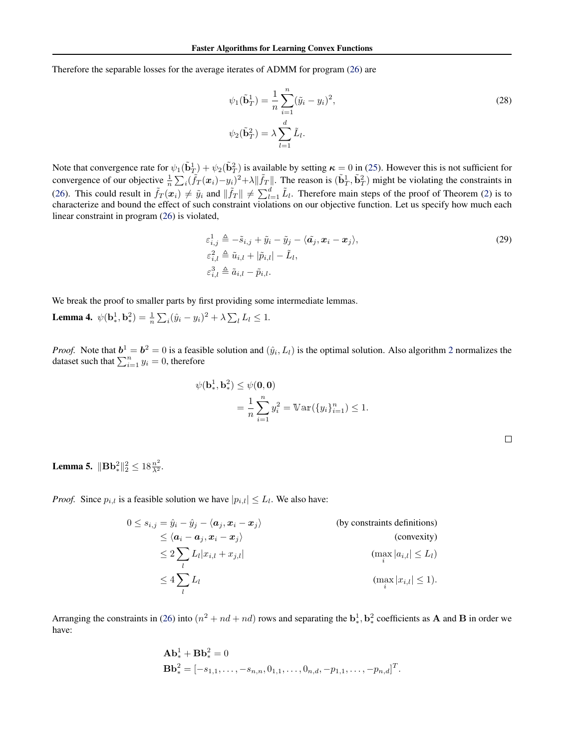Therefore the separable losses for the average iterates of ADMM for program (26) are

$$\psi_1(\tilde{\mathbf{b}}_T^1) = \frac{1}{n}\sum_{i=1}^{n}(\tilde{y}_i - y_i)^2, \tag{28}$$
$$\psi_2(\tilde{\mathbf{b}}_T^2) = \lambda \sum_{l=1}^{d} \tilde{L}_l.$$

Note that convergence rate for $\psi_1(\tilde{\mathbf{b}}_T^1) + \psi_2(\tilde{\mathbf{b}}_T^2)$ is available by setting $\boldsymbol{\kappa} = 0$ in (25). However this is not sufficient for convergence of our objective $\frac{1}{n}\sum_i(\tilde{f}_T(\boldsymbol{x}_i) - y_i)^2 + \lambda\|\tilde{f}_T\|$. The reason is $(\tilde{\mathbf{b}}_T^1, \tilde{\mathbf{b}}_T^2)$ might be violating the constraints in (26). This could result in $\tilde{f}_T(\boldsymbol{x}_i) \neq \tilde{y}_i$ and $\|\tilde{f}_T\| \neq \sum_{l=1}^{d}\tilde{L}_l$. Therefore main steps of the proof of Theorem (2) is to characterize and bound the effect of such constraint violations on our objective function. Let us specify how much each linear constraint in program (26) is violated,

$$\varepsilon_{i,j}^1 \triangleq -\tilde{s}_{i,j} + \tilde{y}_i - \tilde{y}_j - \langle \tilde{\boldsymbol{a}}_j, \boldsymbol{x}_i - \boldsymbol{x}_j \rangle, \tag{29}$$
$$\varepsilon_{i,l}^2 \triangleq \tilde{u}_{i,l} + |\tilde{p}_{i,l}| - \tilde{L}_l,$$
$$\varepsilon_{i,l}^3 \triangleq \tilde{a}_{i,l} - \tilde{p}_{i,l}.$$

We break the proof to smaller parts by first providing some intermediate lemmas.

**Lemma 4.** $\psi(\mathbf{b}_*^1, \mathbf{b}_*^2) = \frac{1}{n}\sum_i(\hat{y}_i - y_i)^2 + \lambda\sum_l L_l \leq 1.$

*Proof.* Note that $\boldsymbol{b}^1 = \boldsymbol{b}^2 = 0$ is a feasible solution and $(\hat{y}_i, L_l)$ is the optimal solution. Also algorithm 2 normalizes the dataset such that $\sum_{i=1}^{n} y_i = 0$, therefore

$$\psi(\mathbf{b}_*^1, \mathbf{b}_*^2) \leq \psi(\mathbf{0}, \mathbf{0})$$
$$= \frac{1}{n}\sum_{i=1}^{n} y_i^2 = \mathbb{V}\mathtt{ar}(\{y_i\}_{i=1}^n) \leq 1.$$

□

**Lemma 5.** $\|\mathbf{B}\mathbf{b}_*^2\|_2^2 \leq 18\frac{n^2}{\lambda^2}$.

*Proof.* Since $p_{i,l}$ is a feasible solution we have $|p_{i,l}| \leq L_l$. We also have:

$$
\begin{aligned}
0 \leq s_{i,j} &= \hat{y}_i - \hat{y}_j - \langle \boldsymbol{a}_j, \boldsymbol{x}_i - \boldsymbol{x}_j \rangle && \text{(by constraints definitions)}\\
&\leq \langle \boldsymbol{a}_i - \boldsymbol{a}_j, \boldsymbol{x}_i - \boldsymbol{x}_j \rangle && \text{(convexity)}\\
&\leq 2\sum_l L_l |x_{i,l} + x_{j,l}| && (\max_i |a_{i,l}| \leq L_l)\\
&\leq 4\sum_l L_l && (\max_i |x_{i,l}| \leq 1).
\end{aligned}
$$

Arranging the constraints in (26) into $(n^2 + nd + nd)$ rows and separating the $\mathbf{b}_*^1, \mathbf{b}_*^2$ coefficients as $\mathbf{A}$ and $\mathbf{B}$ in order we have:

$$\mathbf{A}\mathbf{b}_*^1 + \mathbf{B}\mathbf{b}_*^2 = 0$$
$$\mathbf{B}\mathbf{b}_*^2 = [-s_{1,1}, \ldots, -s_{n,n}, 0_{1,1}, \ldots, 0_{n,d}, -p_{1,1}, \ldots, -p_{n,d}]^T.$$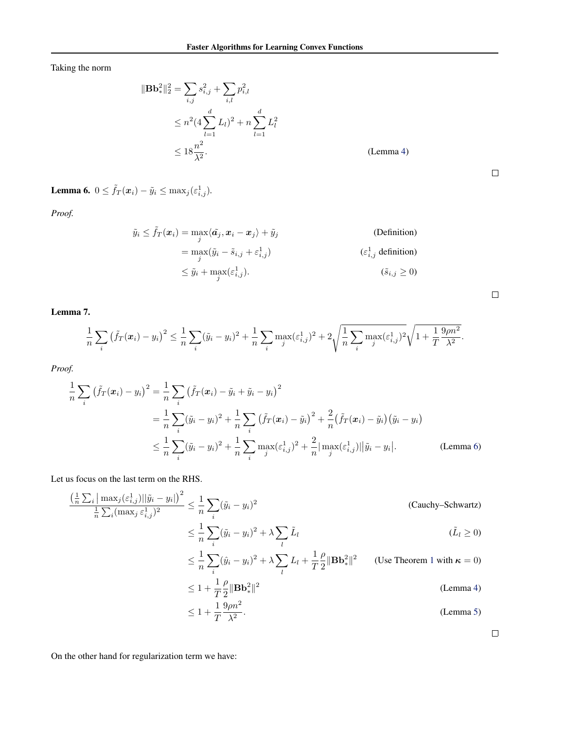Taking the norm

$$
\begin{aligned}
\|\mathbf{Bb}_*^2\|_2^2 &= \sum_{i,j} s_{i,j}^2 + \sum_{i,l} p_{i,l}^2 \\
&\leq n^2 (4 \sum_{l=1}^{d} L_l)^2 + n \sum_{l=1}^{d} L_l^2 \\
&\leq 18 \frac{n^2}{\lambda^2}. \qquad \text{(Lemma 4)}
\end{aligned}
$$

□

**Lemma 6.** $0 \leq \tilde{f}_T(\boldsymbol{x}_i) - \tilde{y}_i \leq \max_j(\varepsilon_{i,j}^1)$.

*Proof.*

$$
\begin{aligned}
\tilde{y}_i \leq \tilde{f}_T(\boldsymbol{x}_i) &= \max_j \langle \tilde{\boldsymbol{a}}_j, \boldsymbol{x}_i - \boldsymbol{x}_j \rangle + \tilde{y}_j && \text{(Definition)} \\
&= \max_j (\tilde{y}_i - \tilde{s}_{i,j} + \varepsilon_{i,j}^1) && (\varepsilon_{i,j}^1 \text{ definition}) \\
&\leq \tilde{y}_i + \max_j (\varepsilon_{i,j}^1). && (\tilde{s}_{i,j} \geq 0)
\end{aligned}
$$

□

**Lemma 7.**

$$
\frac{1}{n} \sum_i \left( \tilde{f}_T(\boldsymbol{x}_i) - y_i \right)^2 \leq \frac{1}{n} \sum_i (\tilde{y}_i - y_i)^2 + \frac{1}{n} \sum_i \max_j (\varepsilon_{i,j}^1)^2 + 2 \sqrt{\frac{1}{n} \sum_i \max_j (\varepsilon_{i,j}^1)^2} \sqrt{1 + \frac{1}{T} \frac{9 \rho n^2}{\lambda^2}}.
$$

*Proof.*

$$
\begin{aligned}
\frac{1}{n} \sum_i \left( \tilde{f}_T(\boldsymbol{x}_i) - y_i \right)^2 &= \frac{1}{n} \sum_i \left( \tilde{f}_T(\boldsymbol{x}_i) - \tilde{y}_i + \tilde{y}_i - y_i \right)^2 \\
&= \frac{1}{n} \sum_i (\tilde{y}_i - y_i)^2 + \frac{1}{n} \sum_i \left( \tilde{f}_T(\boldsymbol{x}_i) - \tilde{y}_i \right)^2 + \frac{2}{n} \big( \tilde{f}_T(\boldsymbol{x}_i) - \tilde{y}_i \big) \big( \tilde{y}_i - y_i \big) \\
&\leq \frac{1}{n} \sum_i (\tilde{y}_i - y_i)^2 + \frac{1}{n} \sum_i \max_j (\varepsilon_{i,j}^1)^2 + \frac{2}{n} \big| \max_j (\varepsilon_{i,j}^1) \big| \big| \tilde{y}_i - y_i \big|. \qquad \text{(Lemma 6)}
\end{aligned}
$$

Let us focus on the last term on the RHS.

$$
\begin{aligned}
\frac{\left( \frac{1}{n} \sum_i \big| \max_j (\varepsilon_{i,j}^1) \big| \big| \tilde{y}_i - y_i \big| \right)^2}{\frac{1}{n} \sum_i (\max_j \varepsilon_{i,j}^1)^2} &\leq \frac{1}{n} \sum_i (\tilde{y}_i - y_i)^2 && \text{(Cauchy–Schwartz)} \\
&\leq \frac{1}{n} \sum_i (\tilde{y}_i - y_i)^2 + \lambda \sum_l \tilde{L}_l && (\tilde{L}_l \geq 0) \\
&\leq \frac{1}{n} \sum_i (\hat{y}_i - y_i)^2 + \lambda \sum_l L_l + \frac{1}{T} \frac{\rho}{2} \|\mathbf{Bb}_*^2\|^2 && \text{(Use Theorem 1 with } \boldsymbol{\kappa} = 0) \\
&\leq 1 + \frac{1}{T} \frac{\rho}{2} \|\mathbf{Bb}_*^2\|^2 && \text{(Lemma 4)} \\
&\leq 1 + \frac{1}{T} \frac{9 \rho n^2}{\lambda^2}. && \text{(Lemma 5)}
\end{aligned}
$$

□

On the other hand for regularization term we have: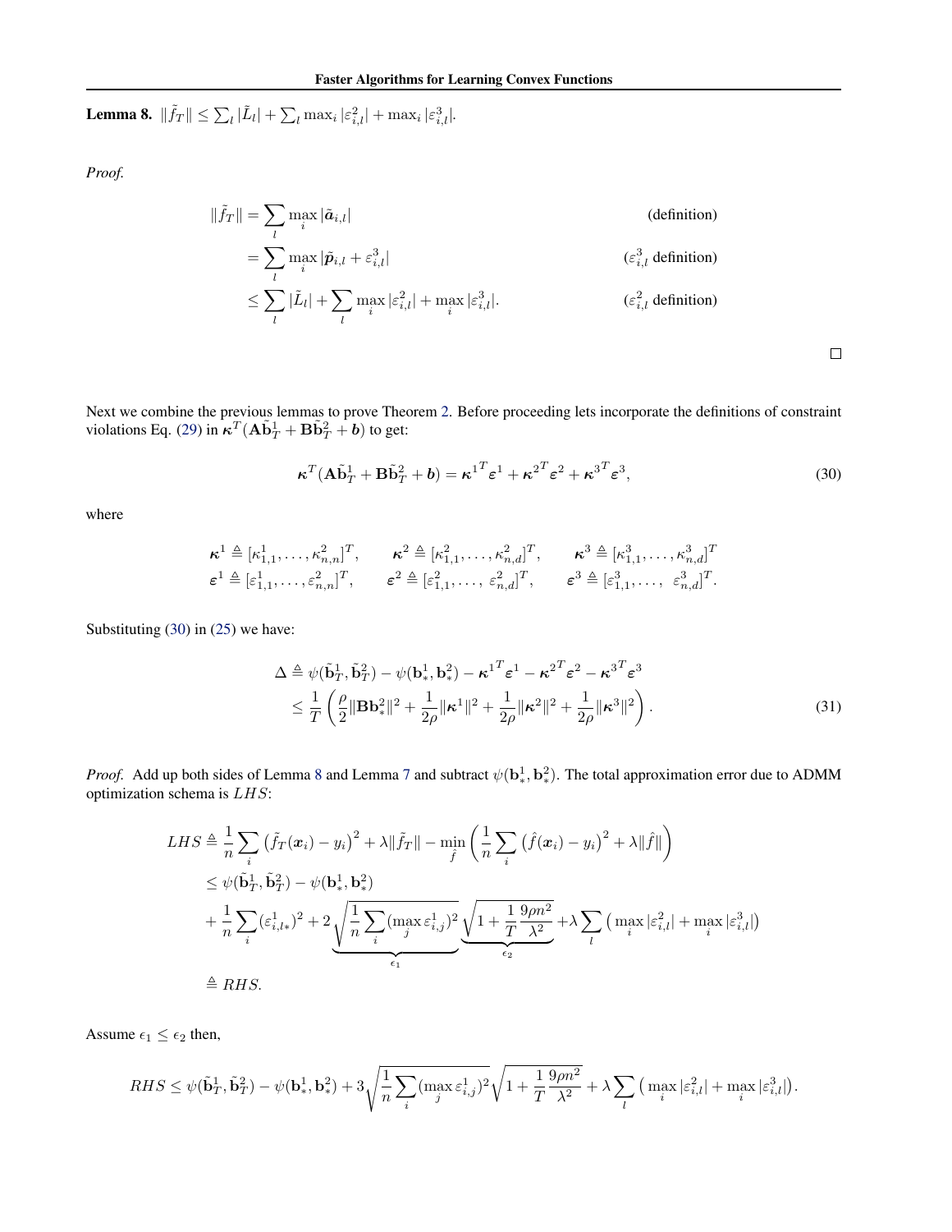**Lemma 8.** $\|\tilde{f}_T\| \leq \sum_l |\tilde{L}_l| + \sum_l \max_i |\varepsilon^2_{i,l}| + \max_i |\varepsilon^3_{i,l}|$.

*Proof.*

$$
\begin{aligned}
\|\tilde{f}_T\| &= \sum_l \max_i |\tilde{\boldsymbol{a}}_{i,l}| && \text{(definition)} \\
&= \sum_l \max_i |\tilde{\boldsymbol{p}}_{i,l} + \varepsilon^3_{i,l}| && (\varepsilon^3_{i,l} \text{ definition}) \\
&\leq \sum_l |\tilde{L}_l| + \sum_l \max_i |\varepsilon^2_{i,l}| + \max_i |\varepsilon^3_{i,l}|. && (\varepsilon^2_{i,l} \text{ definition})
\end{aligned}
$$

□

Next we combine the previous lemmas to prove Theorem 2. Before proceeding lets incorporate the definitions of constraint violations Eq. (29) in $\boldsymbol{\kappa}^T(\mathbf{A}\tilde{\mathbf{b}}^1_T + \mathbf{B}\tilde{\mathbf{b}}^2_T + \boldsymbol{b})$ to get:

$$
\boldsymbol{\kappa}^T(\mathbf{A}\tilde{\mathbf{b}}^1_T + \mathbf{B}\tilde{\mathbf{b}}^2_T + \boldsymbol{b}) = {\boldsymbol{\kappa}^1}^T\boldsymbol{\varepsilon}^1 + {\boldsymbol{\kappa}^2}^T\boldsymbol{\varepsilon}^2 + {\boldsymbol{\kappa}^3}^T\boldsymbol{\varepsilon}^3, \tag{30}
$$

where

$$
\begin{aligned}
&\boldsymbol{\kappa}^1 \triangleq [\kappa^1_{1,1}, \ldots, \kappa^2_{n,n}]^T, \qquad \boldsymbol{\kappa}^2 \triangleq [\kappa^2_{1,1}, \ldots, \kappa^2_{n,d}]^T, \qquad \boldsymbol{\kappa}^3 \triangleq [\kappa^3_{1,1}, \ldots, \kappa^3_{n,d}]^T \\
&\boldsymbol{\varepsilon}^1 \triangleq [\varepsilon^1_{1,1}, \ldots, \varepsilon^2_{n,n}]^T, \qquad \boldsymbol{\varepsilon}^2 \triangleq [\varepsilon^2_{1,1}, \ldots,\ \varepsilon^2_{n,d}]^T, \qquad \boldsymbol{\varepsilon}^3 \triangleq [\varepsilon^3_{1,1}, \ldots,\ \varepsilon^3_{n,d}]^T.
\end{aligned}
$$

Substituting (30) in (25) we have:

$$
\begin{aligned}
\Delta &\triangleq \psi(\tilde{\mathbf{b}}^1_T, \tilde{\mathbf{b}}^2_T) - \psi(\mathbf{b}^1_*, \mathbf{b}^2_*) - {\boldsymbol{\kappa}^1}^T\boldsymbol{\varepsilon}^1 - {\boldsymbol{\kappa}^2}^T\boldsymbol{\varepsilon}^2 - {\boldsymbol{\kappa}^3}^T\boldsymbol{\varepsilon}^3 \\
&\leq \frac{1}{T}\left(\frac{\rho}{2}\|\mathbf{B}\mathbf{b}^2_*\|^2 + \frac{1}{2\rho}\|\boldsymbol{\kappa}^1\|^2 + \frac{1}{2\rho}\|\boldsymbol{\kappa}^2\|^2 + \frac{1}{2\rho}\|\boldsymbol{\kappa}^3\|^2\right).
\end{aligned} \tag{31}
$$

*Proof.* Add up both sides of Lemma 8 and Lemma 7 and subtract $\psi(\mathbf{b}^1_*, \mathbf{b}^2_*)$. The total approximation error due to ADMM optimization schema is $LHS$:

$$
\begin{aligned}
LHS &\triangleq \frac{1}{n}\sum_i \left(\tilde{f}_T(\boldsymbol{x}_i) - y_i\right)^2 + \lambda\|\tilde{f}_T\| - \min_{\hat{f}}\left(\frac{1}{n}\sum_i \left(\hat{f}(\boldsymbol{x}_i) - y_i\right)^2 + \lambda\|\hat{f}\|\right) \\
&\leq \psi(\tilde{\mathbf{b}}^1_T, \tilde{\mathbf{b}}^2_T) - \psi(\mathbf{b}^1_*, \mathbf{b}^2_*) \\
&\quad + \frac{1}{n}\sum_i (\varepsilon^1_{i,l*})^2 + 2\underbrace{\sqrt{\frac{1}{n}\sum_i (\max_j \varepsilon^1_{i,j})^2}}_{\epsilon_1}\underbrace{\sqrt{1 + \frac{1}{T}\frac{9\rho n^2}{\lambda^2}}}_{\epsilon_2} + \lambda\sum_l \left(\max_i |\varepsilon^2_{i,l}| + \max_i |\varepsilon^3_{i,l}|\right) \\
&\triangleq RHS.
\end{aligned}
$$

Assume $\epsilon_1 \leq \epsilon_2$ then,

$$
RHS \leq \psi(\tilde{\mathbf{b}}^1_T, \tilde{\mathbf{b}}^2_T) - \psi(\mathbf{b}^1_*, \mathbf{b}^2_*) + 3\sqrt{\frac{1}{n}\sum_i (\max_j \varepsilon^1_{i,j})^2}\sqrt{1 + \frac{1}{T}\frac{9\rho n^2}{\lambda^2}} + \lambda\sum_l \left(\max_i |\varepsilon^2_{i,l}| + \max_i |\varepsilon^3_{i,l}|\right).
$$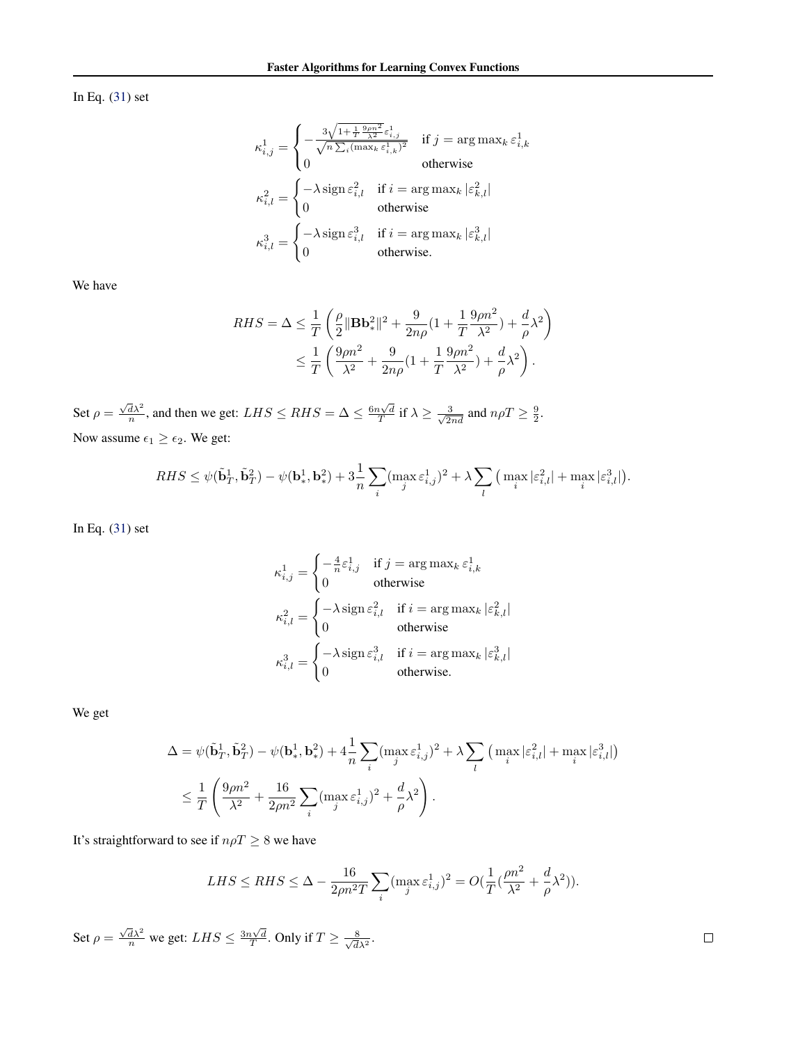In Eq. (31) set

$$
\kappa^1_{i,j} = \begin{cases} -\frac{3\sqrt{1+\frac{1}{T}\frac{9\rho n^2}{\lambda^2}}\varepsilon^1_{i,j}}{\sqrt{n\sum_i(\max_k \varepsilon^1_{i,k})^2}} & \text{if } j = \arg\max_k \varepsilon^1_{i,k} \\ 0 & \text{otherwise} \end{cases}
$$

$$
\kappa^2_{i,l} = \begin{cases} -\lambda \operatorname{sign} \varepsilon^2_{i,l} & \text{if } i = \arg\max_k |\varepsilon^2_{k,l}| \\ 0 & \text{otherwise} \end{cases}
$$

$$
\kappa^3_{i,l} = \begin{cases} -\lambda \operatorname{sign} \varepsilon^3_{i,l} & \text{if } i = \arg\max_k |\varepsilon^3_{k,l}| \\ 0 & \text{otherwise.} \end{cases}
$$

We have

$$
\begin{aligned}
RHS = \Delta &\le \frac{1}{T}\left(\frac{\rho}{2}\|\mathbf{B}\mathbf{b}^2_*\|^2 + \frac{9}{2n\rho}(1+\frac{1}{T}\frac{9\rho n^2}{\lambda^2}) + \frac{d}{\rho}\lambda^2\right) \\
&\le \frac{1}{T}\left(\frac{9\rho n^2}{\lambda^2} + \frac{9}{2n\rho}(1+\frac{1}{T}\frac{9\rho n^2}{\lambda^2}) + \frac{d}{\rho}\lambda^2\right).
\end{aligned}
$$

Set $\rho = \frac{\sqrt{d}\lambda^2}{n}$, and then we get: $LHS \le RHS = \Delta \le \frac{6n\sqrt{d}}{T}$ if $\lambda \ge \frac{3}{\sqrt{2nd}}$ and $n\rho T \ge \frac{9}{2}$.

Now assume $\epsilon_1 \ge \epsilon_2$. We get:

$$
RHS \le \psi(\tilde{\mathbf{b}}^1_T, \tilde{\mathbf{b}}^2_T) - \psi(\mathbf{b}^1_*, \mathbf{b}^2_*) + 3\frac{1}{n}\sum_i(\max_j \varepsilon^1_{i,j})^2 + \lambda\sum_l\big(\max_i|\varepsilon^2_{i,l}| + \max_i|\varepsilon^3_{i,l}|\big).
$$

In Eq. (31) set

$$
\kappa^1_{i,j} = \begin{cases} -\frac{4}{n}\varepsilon^1_{i,j} & \text{if } j = \arg\max_k \varepsilon^1_{i,k} \\ 0 & \text{otherwise} \end{cases}
$$

$$
\kappa^2_{i,l} = \begin{cases} -\lambda \operatorname{sign} \varepsilon^2_{i,l} & \text{if } i = \arg\max_k |\varepsilon^2_{k,l}| \\ 0 & \text{otherwise} \end{cases}
$$

$$
\kappa^3_{i,l} = \begin{cases} -\lambda \operatorname{sign} \varepsilon^3_{i,l} & \text{if } i = \arg\max_k |\varepsilon^3_{k,l}| \\ 0 & \text{otherwise.} \end{cases}
$$

We get

$$
\begin{aligned}
\Delta &= \psi(\tilde{\mathbf{b}}^1_T, \tilde{\mathbf{b}}^2_T) - \psi(\mathbf{b}^1_*, \mathbf{b}^2_*) + 4\frac{1}{n}\sum_i(\max_j \varepsilon^1_{i,j})^2 + \lambda\sum_l\big(\max_i|\varepsilon^2_{i,l}| + \max_i|\varepsilon^3_{i,l}|\big) \\
&\le \frac{1}{T}\left(\frac{9\rho n^2}{\lambda^2} + \frac{16}{2\rho n^2}\sum_i(\max_j \varepsilon^1_{i,j})^2 + \frac{d}{\rho}\lambda^2\right).
\end{aligned}
$$

It's straightforward to see if $n\rho T \ge 8$ we have

$$
LHS \le RHS \le \Delta - \frac{16}{2\rho n^2 T}\sum_i(\max_j \varepsilon^1_{i,j})^2 = O(\frac{1}{T}(\frac{\rho n^2}{\lambda^2} + \frac{d}{\rho}\lambda^2)).
$$

Set $\rho = \frac{\sqrt{d}\lambda^2}{n}$ we get: $LHS \le \frac{3n\sqrt{d}}{T}$. Only if $T \ge \frac{8}{\sqrt{d}\lambda^2}$. $\square$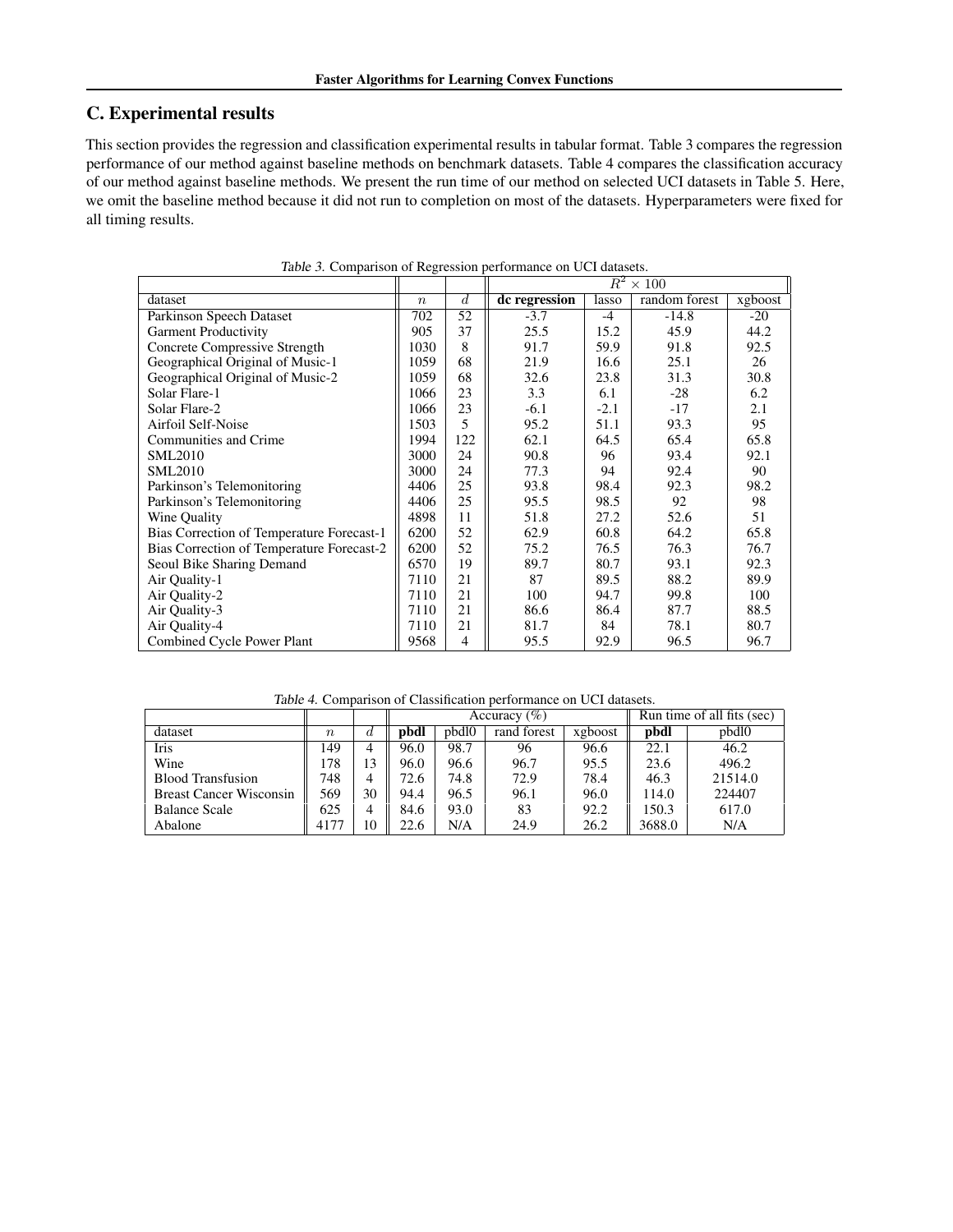## C. Experimental results

This section provides the regression and classification experimental results in tabular format. Table 3 compares the regression performance of our method against baseline methods on benchmark datasets. Table 4 compares the classification accuracy of our method against baseline methods. We present the run time of our method on selected UCI datasets in Table 5. Here, we omit the baseline method because it did not run to completion on most of the datasets. Hyperparameters were fixed for all timing results.

*Table 3.* Comparison of Regression performance on UCI datasets.

| | | | $R^2 \times 100$ | | | |
|---|---|---|---|---|---|---|
| dataset | $n$ | $d$ | **dc regression** | lasso | random forest | xgboost |
| Parkinson Speech Dataset | 702 | 52 | -3.7 | -4 | -14.8 | -20 |
| Garment Productivity | 905 | 37 | 25.5 | 15.2 | 45.9 | 44.2 |
| Concrete Compressive Strength | 1030 | 8 | 91.7 | 59.9 | 91.8 | 92.5 |
| Geographical Original of Music-1 | 1059 | 68 | 21.9 | 16.6 | 25.1 | 26 |
| Geographical Original of Music-2 | 1059 | 68 | 32.6 | 23.8 | 31.3 | 30.8 |
| Solar Flare-1 | 1066 | 23 | 3.3 | 6.1 | -28 | 6.2 |
| Solar Flare-2 | 1066 | 23 | -6.1 | -2.1 | -17 | 2.1 |
| Airfoil Self-Noise | 1503 | 5 | 95.2 | 51.1 | 93.3 | 95 |
| Communities and Crime | 1994 | 122 | 62.1 | 64.5 | 65.4 | 65.8 |
| SML2010 | 3000 | 24 | 90.8 | 96 | 93.4 | 92.1 |
| SML2010 | 3000 | 24 | 77.3 | 94 | 92.4 | 90 |
| Parkinson's Telemonitoring | 4406 | 25 | 93.8 | 98.4 | 92.3 | 98.2 |
| Parkinson's Telemonitoring | 4406 | 25 | 95.5 | 98.5 | 92 | 98 |
| Wine Quality | 4898 | 11 | 51.8 | 27.2 | 52.6 | 51 |
| Bias Correction of Temperature Forecast-1 | 6200 | 52 | 62.9 | 60.8 | 64.2 | 65.8 |
| Bias Correction of Temperature Forecast-2 | 6200 | 52 | 75.2 | 76.5 | 76.3 | 76.7 |
| Seoul Bike Sharing Demand | 6570 | 19 | 89.7 | 80.7 | 93.1 | 92.3 |
| Air Quality-1 | 7110 | 21 | 87 | 89.5 | 88.2 | 89.9 |
| Air Quality-2 | 7110 | 21 | 100 | 94.7 | 99.8 | 100 |
| Air Quality-3 | 7110 | 21 | 86.6 | 86.4 | 87.7 | 88.5 |
| Air Quality-4 | 7110 | 21 | 81.7 | 84 | 78.1 | 80.7 |
| Combined Cycle Power Plant | 9568 | 4 | 95.5 | 92.9 | 96.5 | 96.7 |

*Table 4.* Comparison of Classification performance on UCI datasets.

| | | | Accuracy (%) | | | | Run time of all fits (sec) | |
|---|---|---|---|---|---|---|---|---|
| dataset | $n$ | $d$ | **pbdl** | pbdl0 | rand forest | xgboost | **pbdl** | pbdl0 |
| Iris | 149 | 4 | 96.0 | 98.7 | 96 | 96.6 | 22.1 | 46.2 |
| Wine | 178 | 13 | 96.0 | 96.6 | 96.7 | 95.5 | 23.6 | 496.2 |
| Blood Transfusion | 748 | 4 | 72.6 | 74.8 | 72.9 | 78.4 | 46.3 | 21514.0 |
| Breast Cancer Wisconsin | 569 | 30 | 94.4 | 96.5 | 96.1 | 96.0 | 114.0 | 224407 |
| Balance Scale | 625 | 4 | 84.6 | 93.0 | 83 | 92.2 | 150.3 | 617.0 |
| Abalone | 4177 | 10 | 22.6 | N/A | 24.9 | 26.2 | 3688.0 | N/A |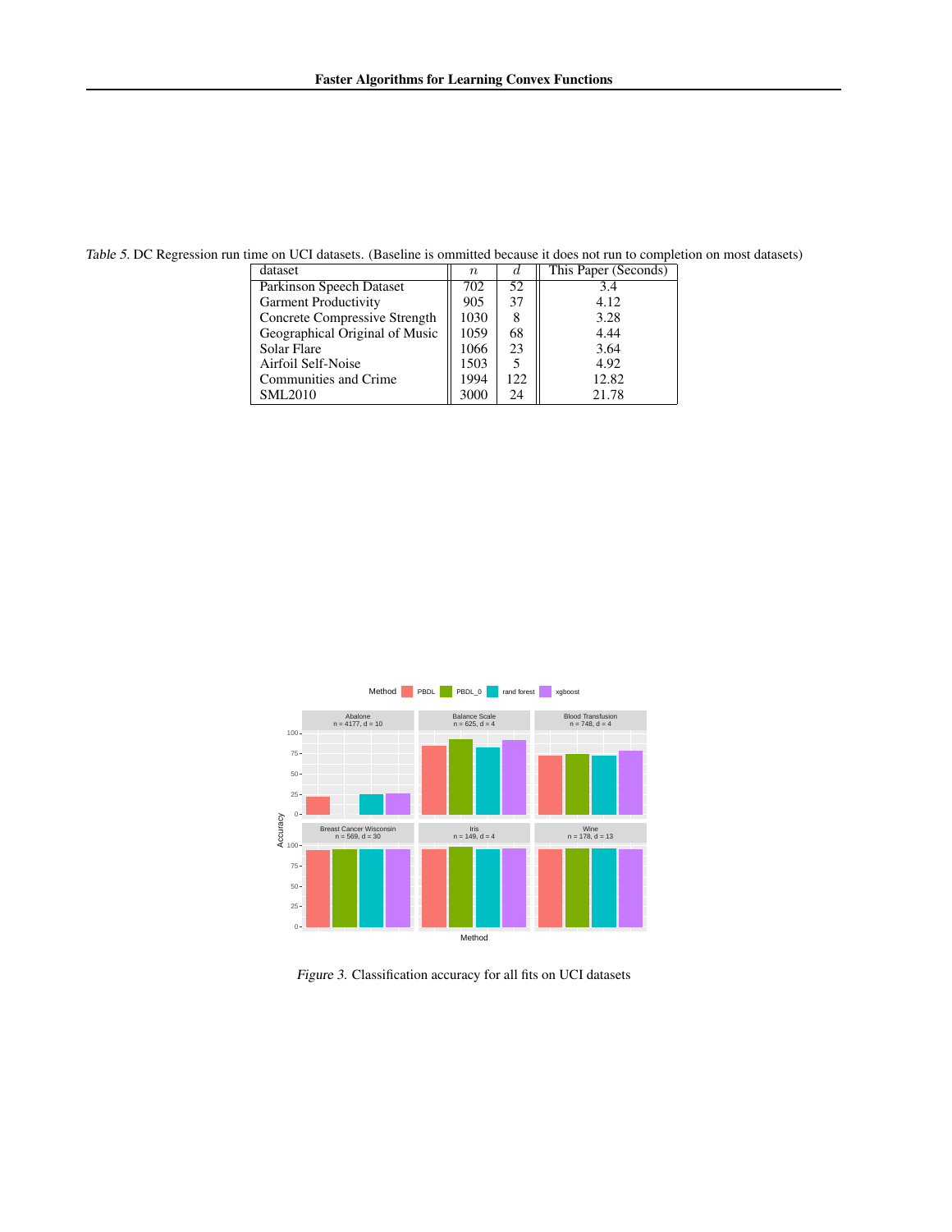*Table 5.* DC Regression run time on UCI datasets. (Baseline is ommitted because it does not run to completion on most datasets)

| dataset | $n$ | $d$ | This Paper (Seconds) |
|---|---|---|---|
| Parkinson Speech Dataset | 702 | 52 | 3.4 |
| Garment Productivity | 905 | 37 | 4.12 |
| Concrete Compressive Strength | 1030 | 8 | 3.28 |
| Geographical Original of Music | 1059 | 68 | 4.44 |
| Solar Flare | 1066 | 23 | 3.64 |
| Airfoil Self-Noise | 1503 | 5 | 4.92 |
| Communities and Crime | 1994 | 122 | 12.82 |
| SML2010 | 3000 | 24 | 21.78 |

Method PBDL PBDL_0 rand forest xgboost

Abalone
n = 4177, d = 10

Balance Scale
n = 625, d = 4

Blood Transfusion
n = 748, d = 4

Breast Cancer Wisconsin
n = 569, d = 30

Iris
n = 149, d = 4

Wine
n = 178, d = 13

Accuracy

0
25
50
75
100

Method

*Figure 3.* Classification accuracy for all fits on UCI datasets